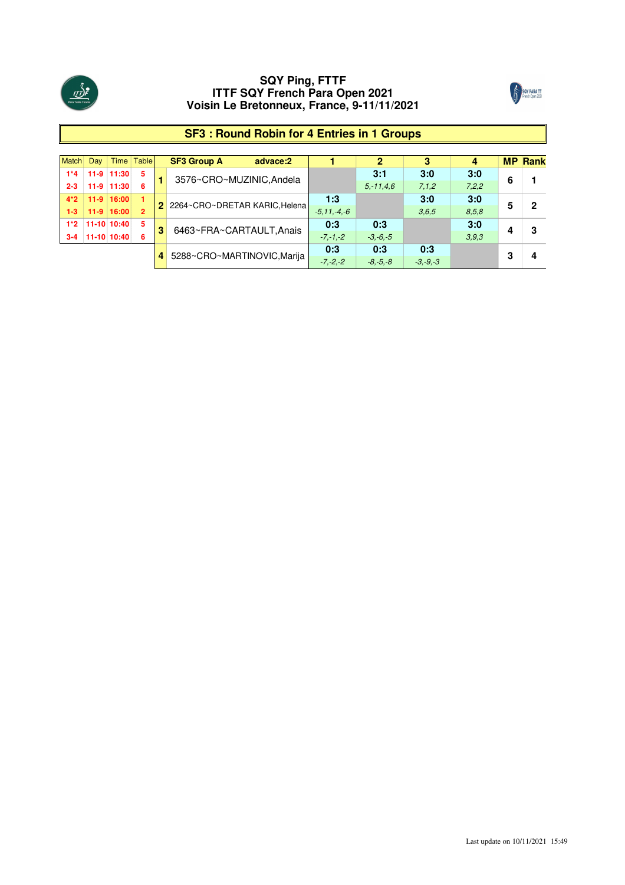# SQY Ping, FTTF
# ITTF SQY French Para Open 2021
# Voisin Le Bretonneux, France, 9-11/11/2021

## SF3 : Round Robin for 4 Entries in 1 Groups

| Match | Day | Time | Table |
|---|---|---|---|
| 1*4 | 11-9 | 11:30 | 5 |
| 2-3 | 11-9 | 11:30 | 6 |
| 4*2 | 11-9 | 16:00 | 1 |
| 1-3 | 11-9 | 16:00 | 2 |
| 1*2 | 11-10 | 10:40 | 5 |
| 3-4 | 11-10 | 10:40 | 6 |

| | SF3 Group A advace:2 | 1 | 2 | 3 | 4 | MP | Rank |
|---|---|---|---|---|---|---|---|
| 1 | 3576~CRO~MUZINIC,Andela | | 3:1<br>*5,-11,4,6* | 3:0<br>*7,1,2* | 3:0<br>*7,2,2* | 6 | 1 |
| 2 | 2264~CRO~DRETAR KARIC,Helena | 1:3<br>*-5,11,-4,-6* | | 3:0<br>*3,6,5* | 3:0<br>*8,5,8* | 5 | 2 |
| 3 | 6463~FRA~CARTAULT,Anais | 0:3<br>*-7,-1,-2* | 0:3<br>*-3,-6,-5* | | 3:0<br>*3,9,3* | 4 | 3 |
| 4 | 5288~CRO~MARTINOVIC,Marija | 0:3<br>*-7,-2,-2* | 0:3<br>*-8,-5,-8* | 0:3<br>*-3,-9,-3* | | 3 | 4 |

Last update on 10/11/2021 15:49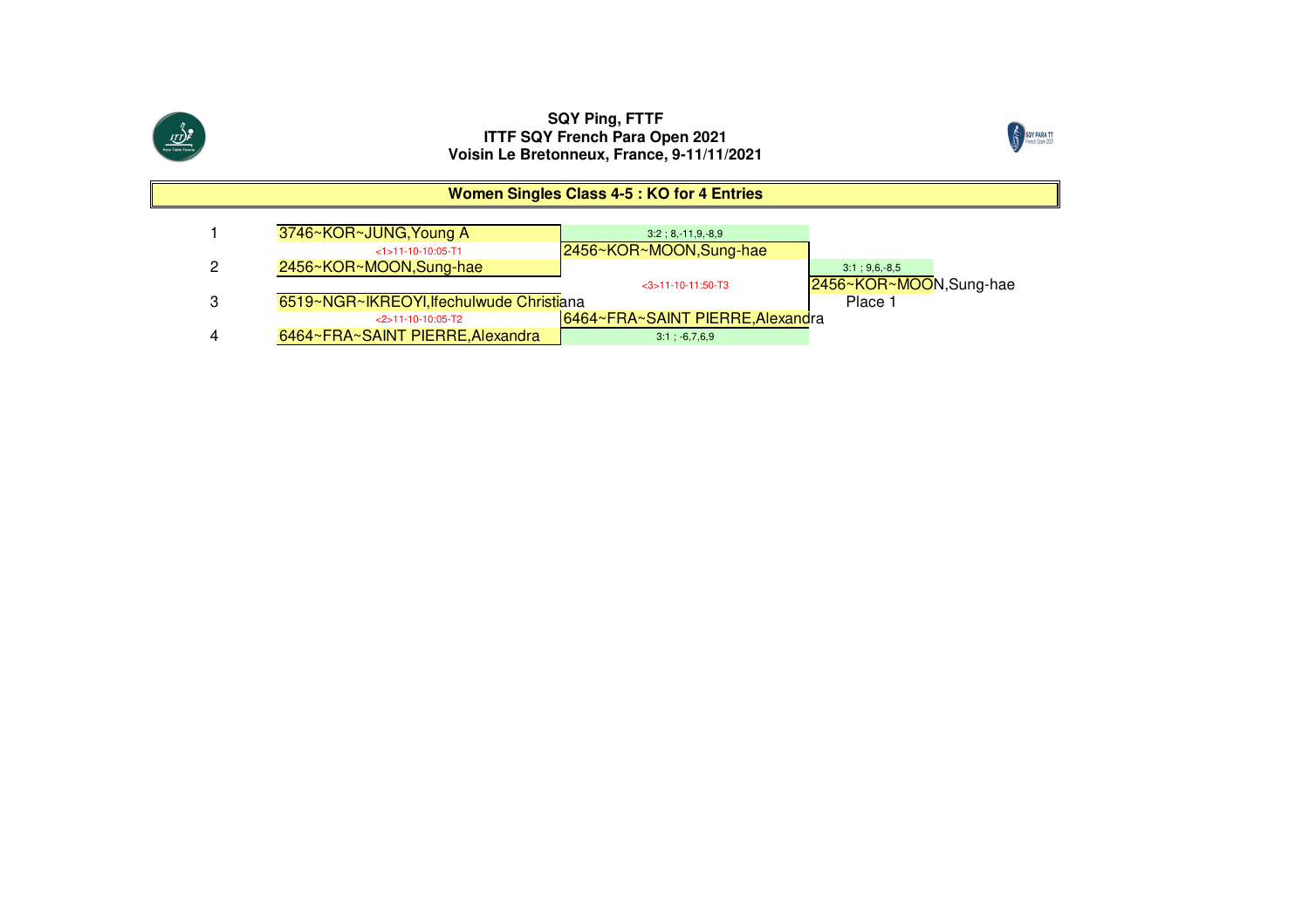**SQY Ping, FTTF**
**ITTF SQY French Para Open 2021**
**Voisin Le Bretonneux, France, 9-11/11/2021**

## Women Singles Class 4-5 : KO for 4 Entries

| # | Round 1 | Semifinal | Final |
|---|---|---|---|
| 1 | 3746~KOR~JUNG,Young A | | |
| | <1>11-10-10:05-T1 | 2456~KOR~MOON,Sung-hae | |
| | | 3:2 ; 8,-11,9,-8,9 | |
| 2 | 2456~KOR~MOON,Sung-hae | | |
| | | <3>11-10-11:50-T3 | 2456~KOR~MOON,Sung-hae |
| | | | 3:1 ; 9,6,-8,5 |
| | | | Place 1 |
| 3 | 6519~NGR~IKREOYI,Ifechulwude Christiana | | |
| | <2>11-10-10:05-T2 | 6464~FRA~SAINT PIERRE,Alexandra | |
| | | 3:1 ; -6,7,6,9 | |
| 4 | 6464~FRA~SAINT PIERRE,Alexandra | | |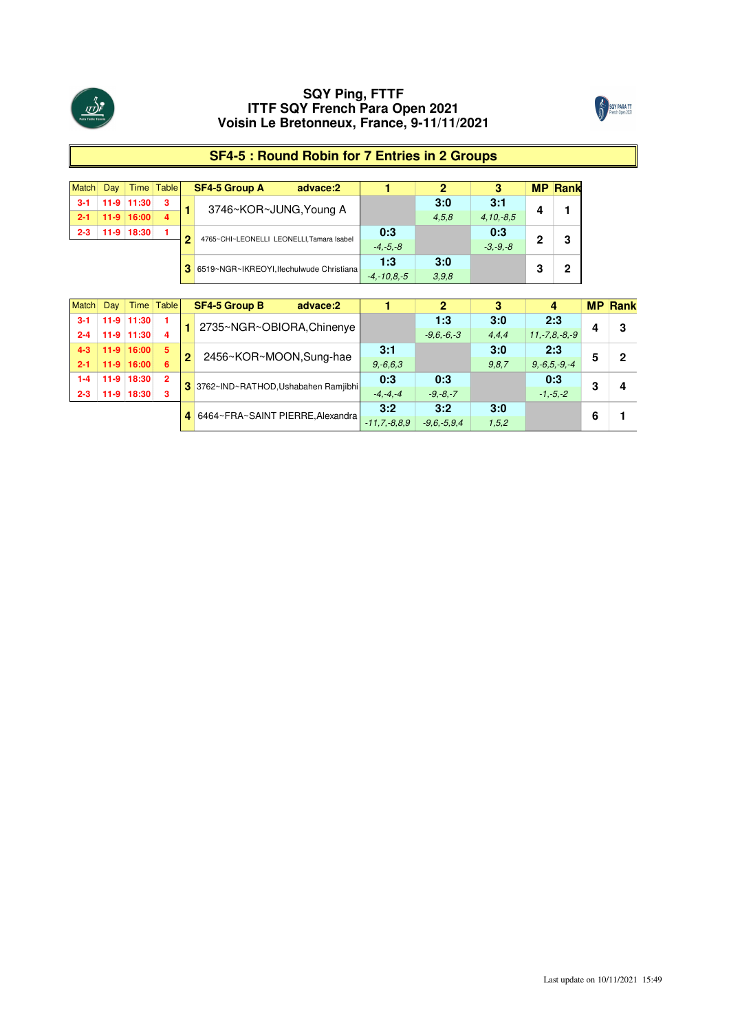# SQY Ping, FTTF
# ITTF SQY French Para Open 2021
# Voisin Le Bretonneux, France, 9-11/11/2021

## SF4-5 : Round Robin for 7 Entries in 2 Groups

| Match | Day | Time | Table |
|---|---|---|---|
| 3-1 | 11-9 | 11:30 | 3 |
| 2-1 | 11-9 | 16:00 | 4 |
| 2-3 | 11-9 | 18:30 | 1 |

| | SF4-5 Group A advace:2 | 1 | 2 | 3 | MP | Rank |
|---|---|---|---|---|---|---|
| 1 | 3746~KOR~JUNG,Young A | | 3:0<br>4,5,8 | 3:1<br>4,10,-8,5 | 4 | 1 |
| 2 | 4765~CHI~LEONELLI LEONELLI,Tamara Isabel | 0:3<br>-4,-5,-8 | | 0:3<br>-3,-9,-8 | 2 | 3 |
| 3 | 6519~NGR~IKREOYI,Ifechulwude Christiana | 1:3<br>-4,-10,8,-5 | 3:0<br>3,9,8 | | 3 | 2 |

| Match | Day | Time | Table |
|---|---|---|---|
| 3-1 | 11-9 | 11:30 | 1 |
| 2-4 | 11-9 | 11:30 | 4 |
| 4-3 | 11-9 | 16:00 | 5 |
| 2-1 | 11-9 | 16:00 | 6 |
| 1-4 | 11-9 | 18:30 | 2 |
| 2-3 | 11-9 | 18:30 | 3 |

| | SF4-5 Group B advace:2 | 1 | 2 | 3 | 4 | MP | Rank |
|---|---|---|---|---|---|---|---|
| 1 | 2735~NGR~OBIORA,Chinenye | | 1:3<br>-9,6,-6,-3 | 3:0<br>4,4,4 | 2:3<br>11,-7,8,-8,-9 | 4 | 3 |
| 2 | 2456~KOR~MOON,Sung-hae | 3:1<br>9,-6,6,3 | | 3:0<br>9,8,7 | 2:3<br>9,-6,5,-9,-4 | 5 | 2 |
| 3 | 3762~IND~RATHOD,Ushabahen Ramjibhi | 0:3<br>-4,-4,-4 | 0:3<br>-9,-8,-7 | | 0:3<br>-1,-5,-2 | 3 | 4 |
| 4 | 6464~FRA~SAINT PIERRE,Alexandra | 3:2<br>-11,7,-8,8,9 | 3:2<br>-9,6,-5,9,4 | 3:0<br>1,5,2 | | 6 | 1 |

Last update on 10/11/2021 15:49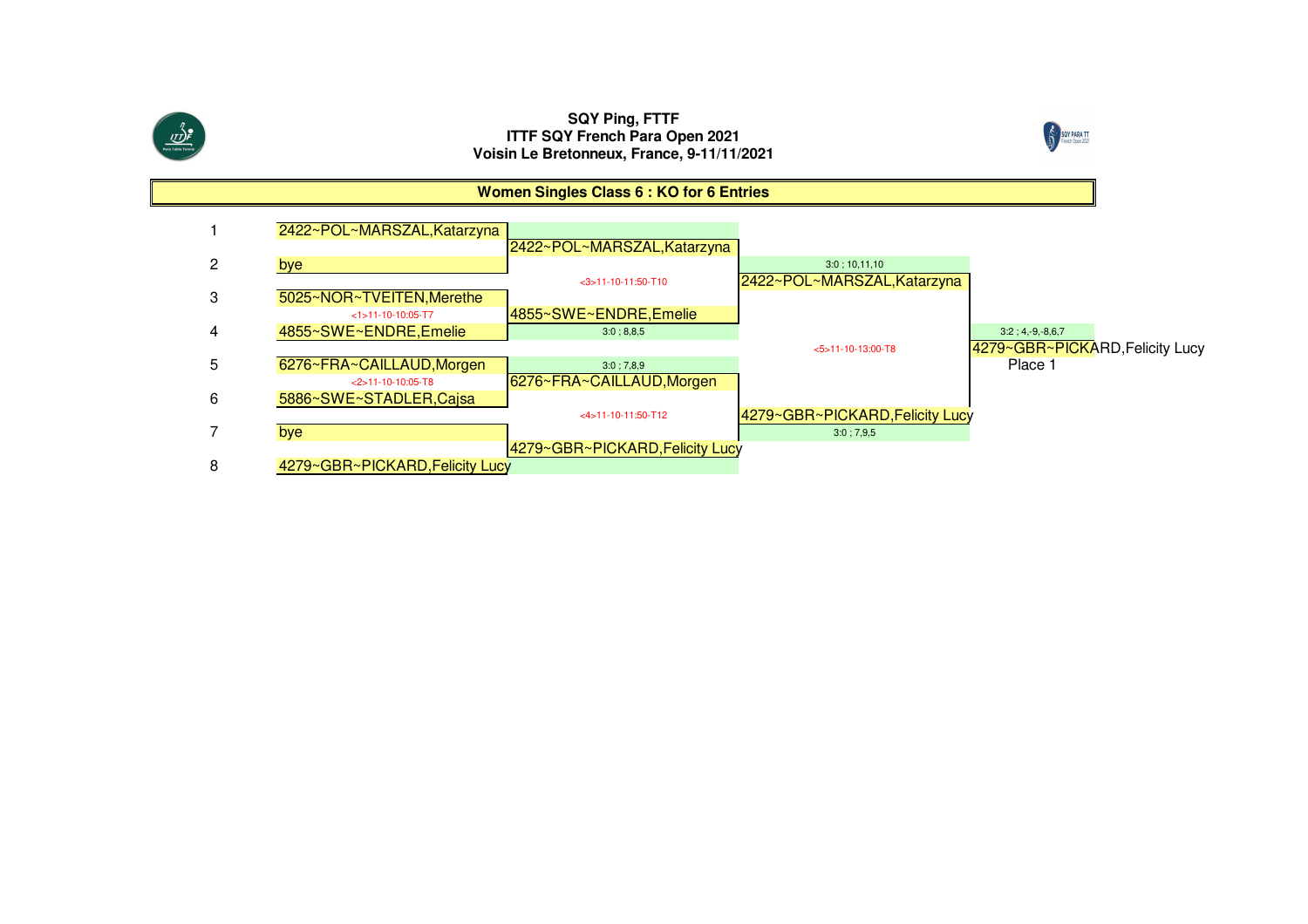**SQY Ping, FTTF**
**ITTF SQY French Para Open 2021**
**Voisin Le Bretonneux, France, 9-11/11/2021**

## Women Singles Class 6 : KO for 6 Entries

| # | Round 1 | Round 2 | Semifinal | Final |
|---|---|---|---|---|
| 1 | 2422~POL~MARSZAL,Katarzyna | | | |
| | | 2422~POL~MARSZAL,Katarzyna | | |
| 2 | bye | | 3:0 ; 10,11,10 | |
| | | <3>11-10-11:50-T10 | 2422~POL~MARSZAL,Katarzyna | |
| 3 | 5025~NOR~TVEITEN,Merethe | | | |
| | <1>11-10-10:05-T7 | 4855~SWE~ENDRE,Emelie | | |
| 4 | 4855~SWE~ENDRE,Emelie | 3:0 ; 8,8,5 | | 3:2 ; 4,-9,-8,6,7 |
| | | | <5>11-10-13:00-T8 | 4279~GBR~PICKARD,Felicity Lucy |
| 5 | 6276~FRA~CAILLAUD,Morgen | 3:0 ; 7,8,9 | | Place 1 |
| | <2>11-10-10:05-T8 | 6276~FRA~CAILLAUD,Morgen | | |
| 6 | 5886~SWE~STADLER,Cajsa | | | |
| | | <4>11-10-11:50-T12 | 4279~GBR~PICKARD,Felicity Lucy | |
| 7 | bye | | 3:0 ; 7,9,5 | |
| | | 4279~GBR~PICKARD,Felicity Lucy | | |
| 8 | 4279~GBR~PICKARD,Felicity Lucy | | | |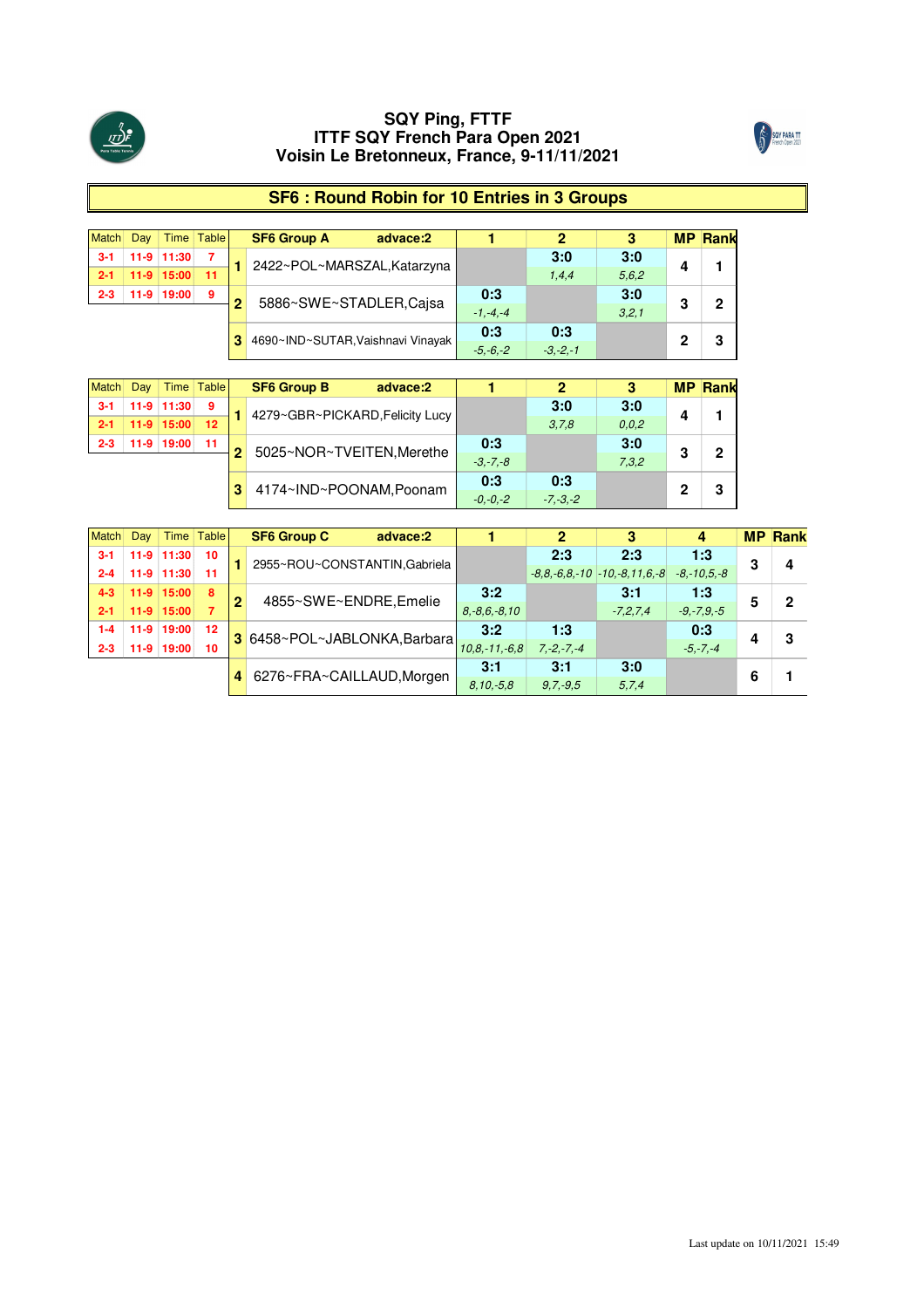# SQY Ping, FTTF
# ITTF SQY French Para Open 2021
# Voisin Le Bretonneux, France, 9-11/11/2021

## SF6 : Round Robin for 10 Entries in 3 Groups

| Match | Day | Time | Table |
|---|---|---|---|
| 3-1 | 11-9 | 11:30 | 7 |
| 2-1 | 11-9 | 15:00 | 11 |
| 2-3 | 11-9 | 19:00 | 9 |

| | SF6 Group A advace:2 | 1 | 2 | 3 | MP | Rank |
|---|---|---|---|---|---|---|
| 1 | 2422~POL~MARSZAL,Katarzyna | | 3:0<br>1,4,4 | 3:0<br>5,6,2 | 4 | 1 |
| 2 | 5886~SWE~STADLER,Cajsa | 0:3<br>-1,-4,-4 | | 3:0<br>3,2,1 | 3 | 2 |
| 3 | 4690~IND~SUTAR,Vaishnavi Vinayak | 0:3<br>-5,-6,-2 | 0:3<br>-3,-2,-1 | | 2 | 3 |

| Match | Day | Time | Table |
|---|---|---|---|
| 3-1 | 11-9 | 11:30 | 9 |
| 2-1 | 11-9 | 15:00 | 12 |
| 2-3 | 11-9 | 19:00 | 11 |

| | SF6 Group B advace:2 | 1 | 2 | 3 | MP | Rank |
|---|---|---|---|---|---|---|
| 1 | 4279~GBR~PICKARD,Felicity Lucy | | 3:0<br>3,7,8 | 3:0<br>0,0,2 | 4 | 1 |
| 2 | 5025~NOR~TVEITEN,Merethe | 0:3<br>-3,-7,-8 | | 3:0<br>7,3,2 | 3 | 2 |
| 3 | 4174~IND~POONAM,Poonam | 0:3<br>-0,-0,-2 | 0:3<br>-7,-3,-2 | | 2 | 3 |

| Match | Day | Time | Table |
|---|---|---|---|
| 3-1 | 11-9 | 11:30 | 10 |
| 2-4 | 11-9 | 11:30 | 11 |
| 4-3 | 11-9 | 15:00 | 8 |
| 2-1 | 11-9 | 15:00 | 7 |
| 1-4 | 11-9 | 19:00 | 12 |
| 2-3 | 11-9 | 19:00 | 10 |

| | SF6 Group C advace:2 | 1 | 2 | 3 | 4 | MP | Rank |
|---|---|---|---|---|---|---|---|
| 1 | 2955~ROU~CONSTANTIN,Gabriela | | 2:3<br>-8,8,-6,8,-10 | 2:3<br>-10,-8,11,6,-8 | 1:3<br>-8,-10,5,-8 | 3 | 4 |
| 2 | 4855~SWE~ENDRE,Emelie | 3:2<br>8,-8,6,-8,10 | | 3:1<br>-7,2,7,4 | 1:3<br>-9,-7,9,-5 | 5 | 2 |
| 3 | 6458~POL~JABLONKA,Barbara | 3:2<br>10,8,-11,-6,8 | 1:3<br>7,-2,-7,-4 | | 0:3<br>-5,-7,-4 | 4 | 3 |
| 4 | 6276~FRA~CAILLAUD,Morgen | 3:1<br>8,10,-5,8 | 3:1<br>9,7,-9,5 | 3:0<br>5,7,4 | | 6 | 1 |

Last update on 10/11/2021 15:49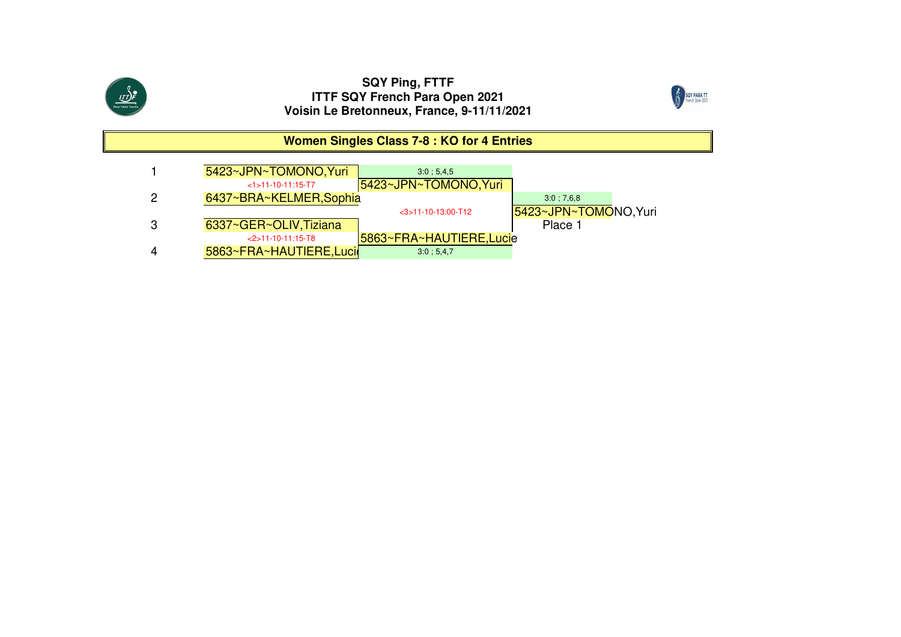**SQY Ping, FTTF**
**ITTF SQY French Para Open 2021**
**Voisin Le Bretonneux, France, 9-11/11/2021**

## Women Singles Class 7-8 : KO for 4 Entries

| # | Round 1 | Semifinal | Final |
|---|---|---|---|
| 1 | 5423~JPN~TOMONO,Yuri | 3:0 ; 5,4,5 | |
| | <1>11-10-11:15-T7 | 5423~JPN~TOMONO,Yuri | |
| 2 | 6437~BRA~KELMER,Sophia | | 3:0 ; 7,6,8 |
| | | <3>11-10-13:00-T12 | 5423~JPN~TOMONO,Yuri |
| 3 | 6337~GER~OLIV,Tiziana | | Place 1 |
| | <2>11-10-11:15-T8 | 5863~FRA~HAUTIERE,Lucie | |
| 4 | 5863~FRA~HAUTIERE,Lucie | 3:0 ; 5,4,7 | |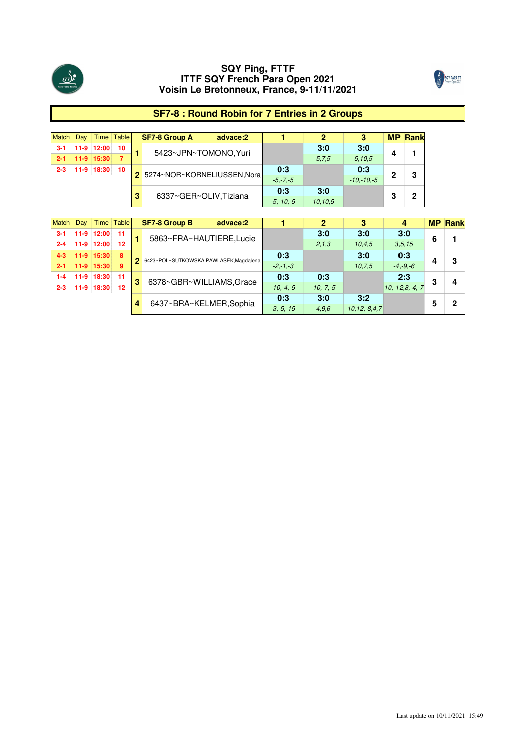# SQY Ping, FTTF
# ITTF SQY French Para Open 2021
# Voisin Le Bretonneux, France, 9-11/11/2021

## SF7-8 : Round Robin for 7 Entries in 2 Groups

| Match | Day | Time | Table |
|---|---|---|---|
| 3-1 | 11-9 | 12:00 | 10 |
| 2-1 | 11-9 | 15:30 | 7 |
| 2-3 | 11-9 | 18:30 | 10 |

| | SF7-8 Group A advace:2 | 1 | 2 | 3 | MP | Rank |
|---|---|---|---|---|---|---|
| 1 | 5423~JPN~TOMONO,Yuri | | 3:0 *5,7,5* | 3:0 *5,10,5* | 4 | 1 |
| 2 | 5274~NOR~KORNELIUSSEN,Nora | 0:3 *-5,-7,-5* | | 0:3 *-10,-10,-5* | 2 | 3 |
| 3 | 6337~GER~OLIV,Tiziana | 0:3 *-5,-10,-5* | 3:0 *10,10,5* | | 3 | 2 |

| Match | Day | Time | Table |
|---|---|---|---|
| 3-1 | 11-9 | 12:00 | 11 |
| 2-4 | 11-9 | 12:00 | 12 |
| 4-3 | 11-9 | 15:30 | 8 |
| 2-1 | 11-9 | 15:30 | 9 |
| 1-4 | 11-9 | 18:30 | 11 |
| 2-3 | 11-9 | 18:30 | 12 |

| | SF7-8 Group B advace:2 | 1 | 2 | 3 | 4 | MP | Rank |
|---|---|---|---|---|---|---|---|
| 1 | 5863~FRA~HAUTIERE,Lucie | | 3:0 *2,1,3* | 3:0 *10,4,5* | 3:0 *3,5,15* | 6 | 1 |
| 2 | 6423~POL~SUTKOWSKA PAWLASEK,Magdalena | 0:3 *-2,-1,-3* | | 3:0 *10,7,5* | 0:3 *-4,-9,-6* | 4 | 3 |
| 3 | 6378~GBR~WILLIAMS,Grace | 0:3 *-10,-4,-5* | 0:3 *-10,-7,-5* | | 2:3 *10,-12,8,-4,-7* | 3 | 4 |
| 4 | 6437~BRA~KELMER,Sophia | 0:3 *-3,-5,-15* | 3:0 *4,9,6* | 3:2 *-10,12,-8,4,7* | | 5 | 2 |

Last update on 10/11/2021 15:49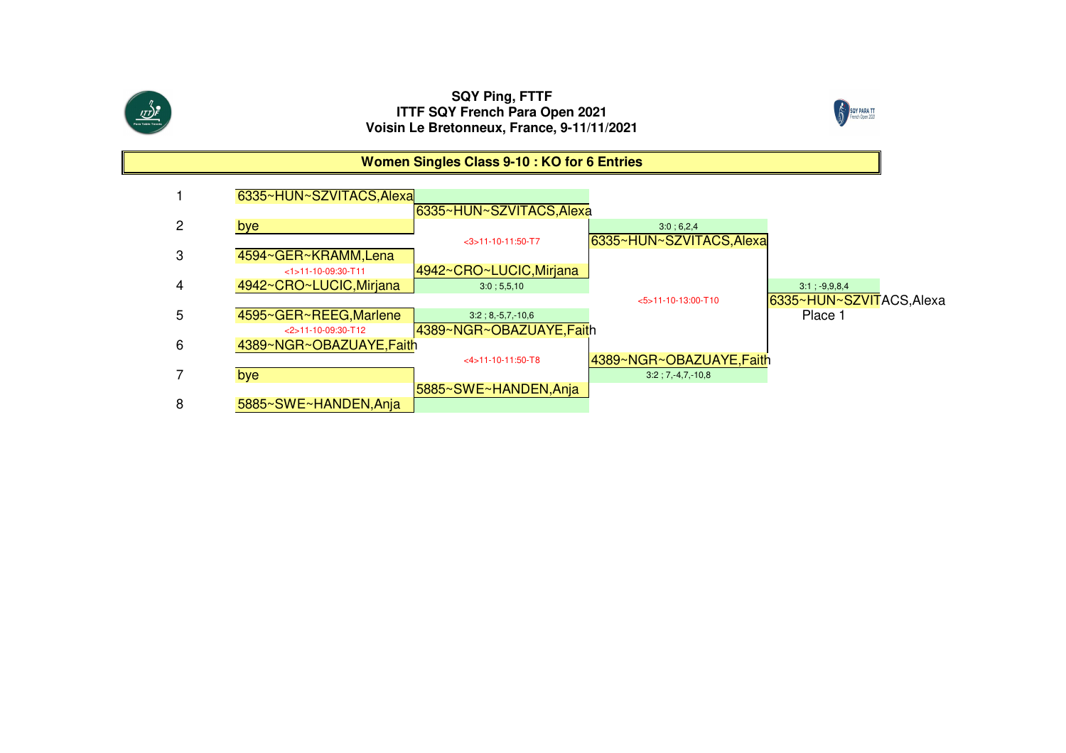**SQY Ping, FTTF**
**ITTF SQY French Para Open 2021**
**Voisin Le Bretonneux, France, 9-11/11/2021**

## Women Singles Class 9-10 : KO for 6 Entries

| # | Round 1 | Quarterfinal | Semifinal | Final |
|---|---|---|---|---|
| 1 | 6335~HUN~SZVITACS,Alexa | | | |
| | | 6335~HUN~SZVITACS,Alexa | | |
| 2 | bye | | 3:0 ; 6,2,4 | |
| | | <3>11-10-11:50-T7 | 6335~HUN~SZVITACS,Alexa | |
| 3 | 4594~GER~KRAMM,Lena | | | |
| | <1>11-10-09:30-T11 | 4942~CRO~LUCIC,Mirjana | | |
| 4 | 4942~CRO~LUCIC,Mirjana | 3:0 ; 5,5,10 | | 3:1 ; -9,9,8,4 |
| | | | <5>11-10-13:00-T10 | 6335~HUN~SZVITACS,Alexa |
| | | | | Place 1 |
| 5 | 4595~GER~REEG,Marlene | 3:2 ; 8,-5,7,-10,6 | | |
| | <2>11-10-09:30-T12 | 4389~NGR~OBAZUAYE,Faith | | |
| 6 | 4389~NGR~OBAZUAYE,Faith | | | |
| | | <4>11-10-11:50-T8 | 4389~NGR~OBAZUAYE,Faith | |
| 7 | bye | | 3:2 ; 7,-4,7,-10,8 | |
| | | 5885~SWE~HANDEN,Anja | | |
| 8 | 5885~SWE~HANDEN,Anja | | | |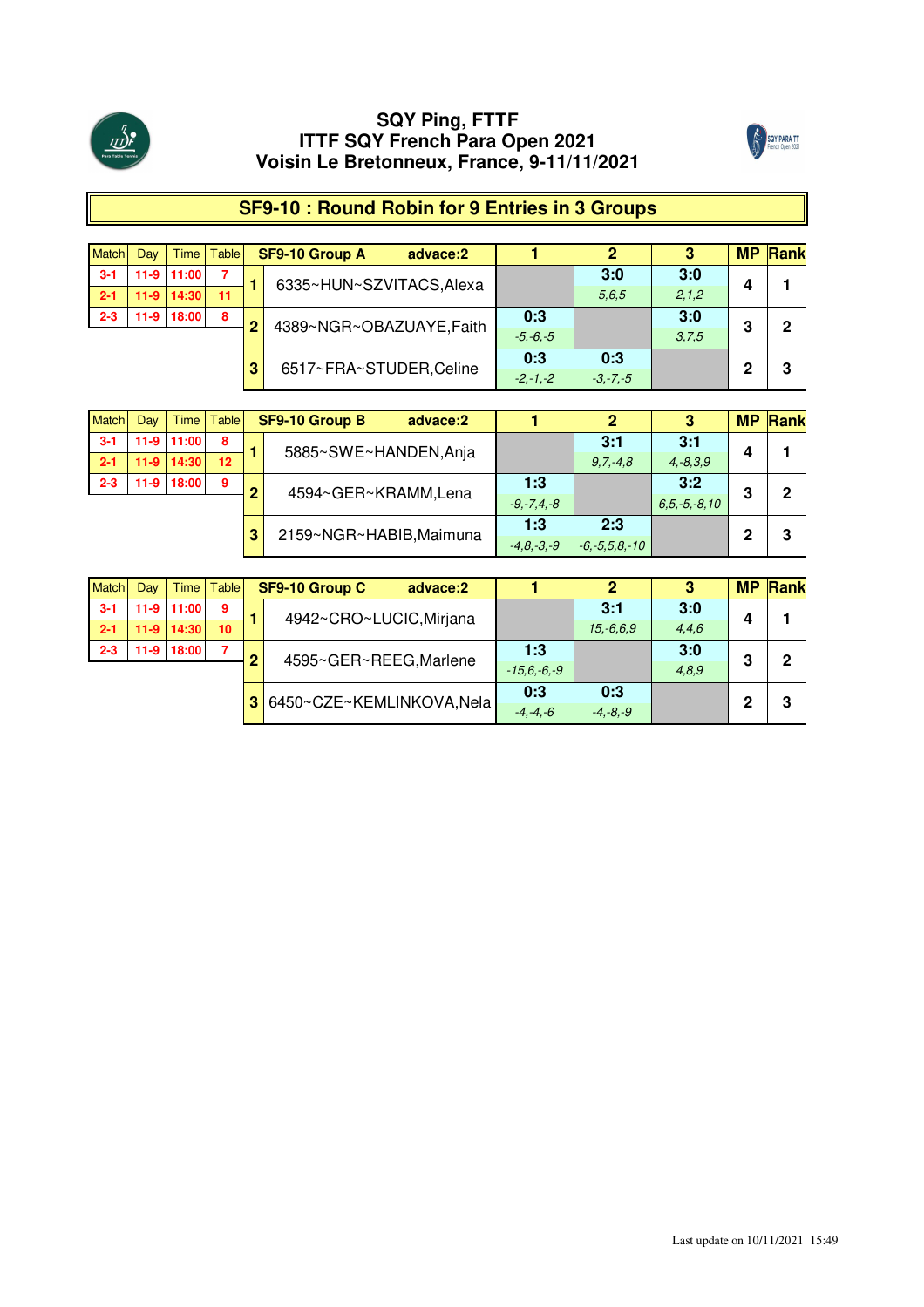# SQY Ping, FTTF
# ITTF SQY French Para Open 2021
# Voisin Le Bretonneux, France, 9-11/11/2021

## SF9-10 : Round Robin for 9 Entries in 3 Groups

| Match | Day | Time | Table |
|---|---|---|---|
| 3-1 | 11-9 | 11:00 | 7 |
| 2-1 | 11-9 | 14:30 | 11 |
| 2-3 | 11-9 | 18:00 | 8 |

| | SF9-10 Group A advace:2 | 1 | 2 | 3 | MP | Rank |
|---|---|---|---|---|---|---|
| 1 | 6335~HUN~SZVITACS,Alexa | | 3:0 5,6,5 | 3:0 2,1,2 | 4 | 1 |
| 2 | 4389~NGR~OBAZUAYE,Faith | 0:3 -5,-6,-5 | | 3:0 3,7,5 | 3 | 2 |
| 3 | 6517~FRA~STUDER,Celine | 0:3 -2,-1,-2 | 0:3 -3,-7,-5 | | 2 | 3 |

| Match | Day | Time | Table |
|---|---|---|---|
| 3-1 | 11-9 | 11:00 | 8 |
| 2-1 | 11-9 | 14:30 | 12 |
| 2-3 | 11-9 | 18:00 | 9 |

| | SF9-10 Group B advace:2 | 1 | 2 | 3 | MP | Rank |
|---|---|---|---|---|---|---|
| 1 | 5885~SWE~HANDEN,Anja | | 3:1 9,7,-4,8 | 3:1 4,-8,3,9 | 4 | 1 |
| 2 | 4594~GER~KRAMM,Lena | 1:3 -9,-7,4,-8 | | 3:2 6,5,-5,-8,10 | 3 | 2 |
| 3 | 2159~NGR~HABIB,Maimuna | 1:3 -4,8,-3,-9 | 2:3 -6,-5,5,8,-10 | | 2 | 3 |

| Match | Day | Time | Table |
|---|---|---|---|
| 3-1 | 11-9 | 11:00 | 9 |
| 2-1 | 11-9 | 14:30 | 10 |
| 2-3 | 11-9 | 18:00 | 7 |

| | SF9-10 Group C advace:2 | 1 | 2 | 3 | MP | Rank |
|---|---|---|---|---|---|---|
| 1 | 4942~CRO~LUCIC,Mirjana | | 3:1 15,-6,6,9 | 3:0 4,4,6 | 4 | 1 |
| 2 | 4595~GER~REEG,Marlene | 1:3 -15,6,-6,-9 | | 3:0 4,8,9 | 3 | 2 |
| 3 | 6450~CZE~KEMLINKOVA,Nela | 0:3 -4,-4,-6 | 0:3 -4,-8,-9 | | 2 | 3 |

Last update on 10/11/2021 15:49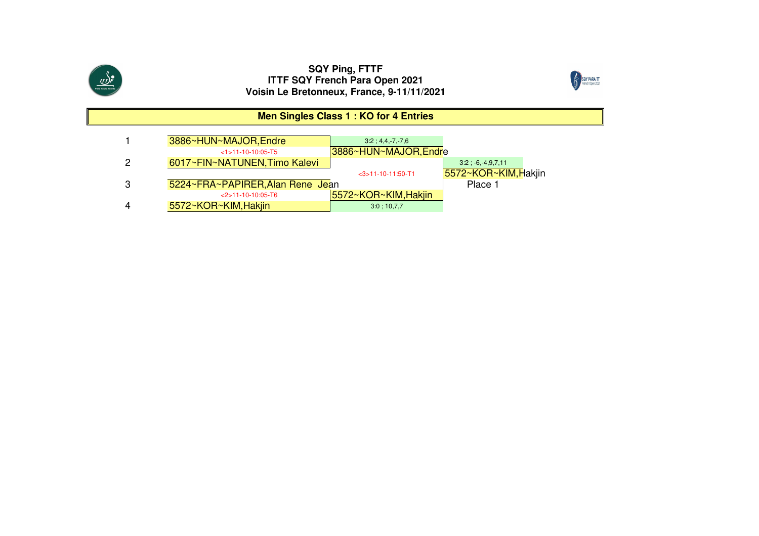**SQY Ping, FTTF**
**ITTF SQY French Para Open 2021**
**Voisin Le Bretonneux, France, 9-11/11/2021**

## Men Singles Class 1 : KO for 4 Entries

| # | Round 1 | Semi-final | Final |
|---|---|---|---|
| 1 | 3886~HUN~MAJOR,Endre | | |
| | <1>11-10-10:05-T5 | 3:2 ; 4,4,-7,-7,6 | |
| | | 3886~HUN~MAJOR,Endre | |
| 2 | 6017~FIN~NATUNEN,Timo Kalevi | | 3:2 ; -6,-4,9,7,11 |
| | | <3>11-10-11:50-T1 | 5572~KOR~KIM,Hakjin |
| 3 | 5224~FRA~PAPIRER,Alan Rene Jean | | Place 1 |
| | <2>11-10-10:05-T6 | 5572~KOR~KIM,Hakjin | |
| 4 | 5572~KOR~KIM,Hakjin | 3:0 ; 10,7,7 | |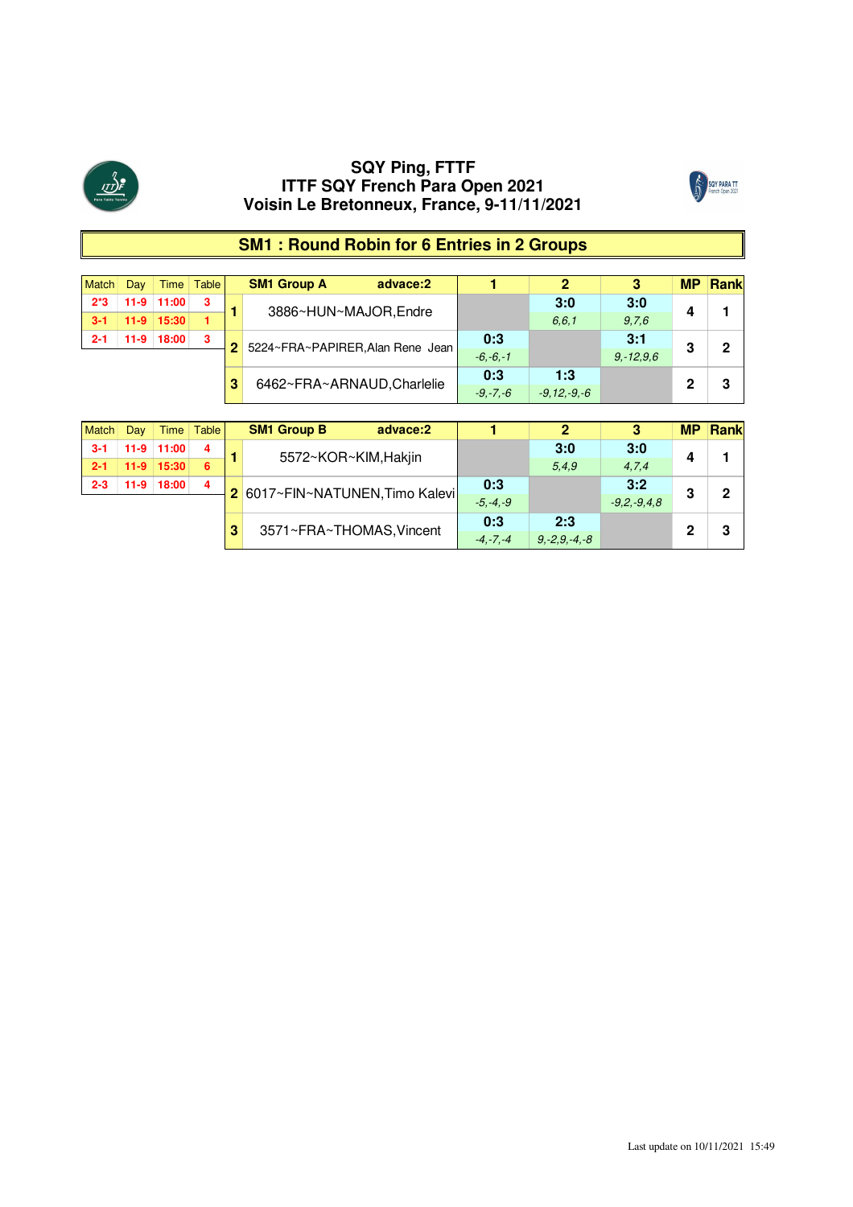# SQY Ping, FTTF
# ITTF SQY French Para Open 2021
# Voisin Le Bretonneux, France, 9-11/11/2021

## SM1 : Round Robin for 6 Entries in 2 Groups

| Match | Day | Time | Table |
|---|---|---|---|
| 2*3 | 11-9 | 11:00 | 3 |
| 3-1 | 11-9 | 15:30 | 1 |
| 2-1 | 11-9 | 18:00 | 3 |

| | SM1 Group A advace:2 | 1 | 2 | 3 | MP | Rank |
|---|---|---|---|---|---|---|
| 1 | 3886~HUN~MAJOR,Endre | | 3:0<br>*6,6,1* | 3:0<br>*9,7,6* | 4 | 1 |
| 2 | 5224~FRA~PAPIRER,Alan Rene Jean | 0:3<br>*-6,-6,-1* | | 3:1<br>*9,-12,9,6* | 3 | 2 |
| 3 | 6462~FRA~ARNAUD,Charlelie | 0:3<br>*-9,-7,-6* | 1:3<br>*-9,12,-9,-6* | | 2 | 3 |

| Match | Day | Time | Table |
|---|---|---|---|
| 3-1 | 11-9 | 11:00 | 4 |
| 2-1 | 11-9 | 15:30 | 6 |
| 2-3 | 11-9 | 18:00 | 4 |

| | SM1 Group B advace:2 | 1 | 2 | 3 | MP | Rank |
|---|---|---|---|---|---|---|
| 1 | 5572~KOR~KIM,Hakjin | | 3:0<br>*5,4,9* | 3:0<br>*4,7,4* | 4 | 1 |
| 2 | 6017~FIN~NATUNEN,Timo Kalevi | 0:3<br>*-5,-4,-9* | | 3:2<br>*-9,2,-9,4,8* | 3 | 2 |
| 3 | 3571~FRA~THOMAS,Vincent | 0:3<br>*-4,-7,-4* | 2:3<br>*9,-2,9,-4,-8* | | 2 | 3 |

Last update on 10/11/2021 15:49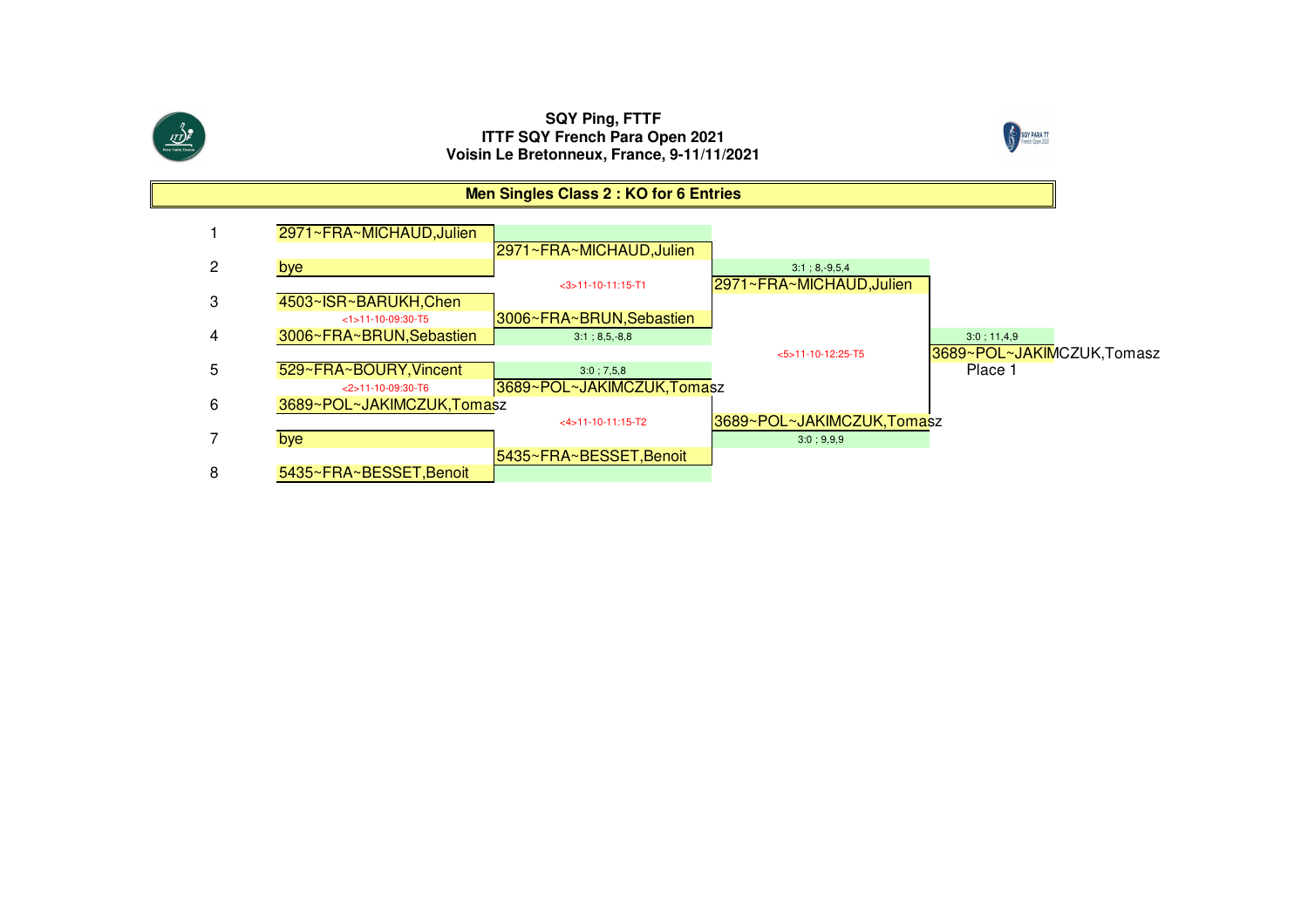**SQY Ping, FTTF**
**ITTF SQY French Para Open 2021**
**Voisin Le Bretonneux, France, 9-11/11/2021**

## Men Singles Class 2 : KO for 6 Entries

| # | Round 1 | Quarterfinals | Semifinals | Final |
|---|---|---|---|---|
| 1 | 2971~FRA~MICHAUD,Julien | 2971~FRA~MICHAUD,Julien | 2971~FRA~MICHAUD,Julien (3:1 ; 8,-9,5,4) <3>11-10-11:15-T1 | 3689~POL~JAKIMCZUK,Tomasz (3:0 ; 11,4,9) <5>11-10-12:25-T5 Place 1 |
| 2 | bye | | | |
| 3 | 4503~ISR~BARUKH,Chen | 3006~FRA~BRUN,Sebastien (3:1 ; 8,5,-8,8) <1>11-10-09:30-T5 | | |
| 4 | 3006~FRA~BRUN,Sebastien | | | |
| 5 | 529~FRA~BOURY,Vincent | 3689~POL~JAKIMCZUK,Tomasz (3:0 ; 7,5,8) <2>11-10-09:30-T6 | 3689~POL~JAKIMCZUK,Tomasz (3:0 ; 9,9,9) <4>11-10-11:15-T2 | |
| 6 | 3689~POL~JAKIMCZUK,Tomasz | | | |
| 7 | bye | 5435~FRA~BESSET,Benoit | | |
| 8 | 5435~FRA~BESSET,Benoit | | | |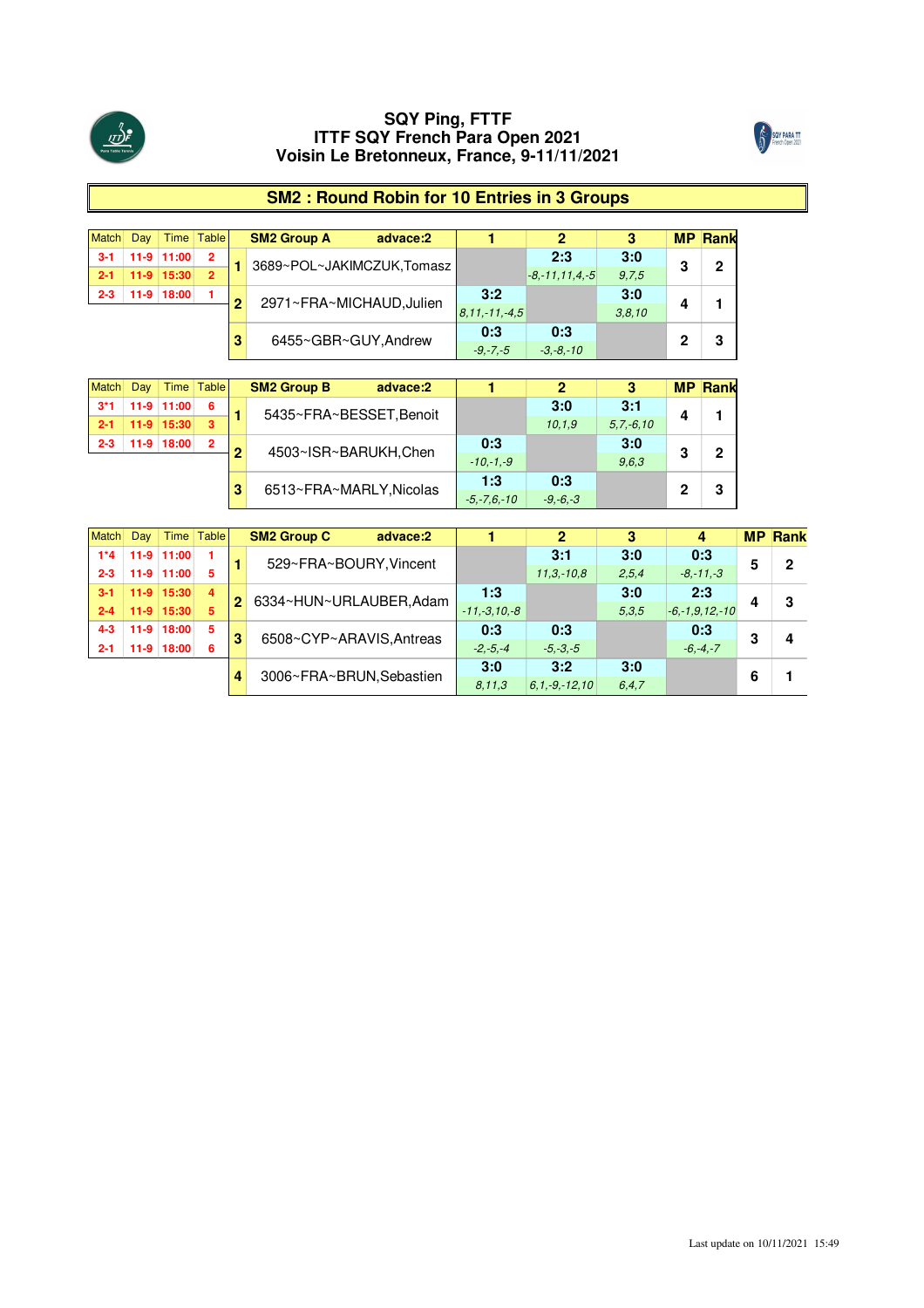# SQY Ping, FTTF
# ITTF SQY French Para Open 2021
# Voisin Le Bretonneux, France, 9-11/11/2021

## SM2 : Round Robin for 10 Entries in 3 Groups

| Match | Day | Time | Table | | SM2 Group A advace:2 | 1 | 2 | 3 | MP | Rank |
|---|---|---|---|---|---|---|---|---|---|---|
| 3-1 | 11-9 | 11:00 | 2 | 1 | 3689~POL~JAKIMCZUK,Tomasz | | 2:3 (-8,-11,11,4,-5) | 3:0 (9,7,5) | 3 | 2 |
| 2-1 | 11-9 | 15:30 | 2 | 2 | 2971~FRA~MICHAUD,Julien | 3:2 (8,11,-11,-4,5) | | 3:0 (3,8,10) | 4 | 1 |
| 2-3 | 11-9 | 18:00 | 1 | 3 | 6455~GBR~GUY,Andrew | 0:3 (-9,-7,-5) | 0:3 (-3,-8,-10) | | 2 | 3 |

| Match | Day | Time | Table | | SM2 Group B advace:2 | 1 | 2 | 3 | MP | Rank |
|---|---|---|---|---|---|---|---|---|---|---|
| 3*1 | 11-9 | 11:00 | 6 | 1 | 5435~FRA~BESSET,Benoit | | 3:0 (10,1,9) | 3:1 (5,7,-6,10) | 4 | 1 |
| 2-1 | 11-9 | 15:30 | 3 | 2 | 4503~ISR~BARUKH,Chen | 0:3 (-10,-1,-9) | | 3:0 (9,6,3) | 3 | 2 |
| 2-3 | 11-9 | 18:00 | 2 | 3 | 6513~FRA~MARLY,Nicolas | 1:3 (-5,-7,6,-10) | 0:3 (-9,-6,-3) | | 2 | 3 |

| Match | Day | Time | Table | | SM2 Group C advace:2 | 1 | 2 | 3 | 4 | MP | Rank |
|---|---|---|---|---|---|---|---|---|---|---|---|
| 1*4 | 11-9 | 11:00 | 1 | 1 | 529~FRA~BOURY,Vincent | | 3:1 (11,3,-10,8) | 3:0 (2,5,4) | 0:3 (-8,-11,-3) | 5 | 2 |
| 2-3 | 11-9 | 11:00 | 5 | | | | | | | | |
| 3-1 | 11-9 | 15:30 | 4 | 2 | 6334~HUN~URLAUBER,Adam | 1:3 (-11,-3,10,-8) | | 3:0 (5,3,5) | 2:3 (-6,-1,9,12,-10) | 4 | 3 |
| 2-4 | 11-9 | 15:30 | 5 | | | | | | | | |
| 4-3 | 11-9 | 18:00 | 5 | 3 | 6508~CYP~ARAVIS,Antreas | 0:3 (-2,-5,-4) | 0:3 (-5,-3,-5) | | 0:3 (-6,-4,-7) | 3 | 4 |
| 2-1 | 11-9 | 18:00 | 6 | | | | | | | | |
| | | | | 4 | 3006~FRA~BRUN,Sebastien | 3:0 (8,11,3) | 3:2 (6,1,-9,-12,10) | 3:0 (6,4,7) | | 6 | 1 |

Last update on 10/11/2021 15:49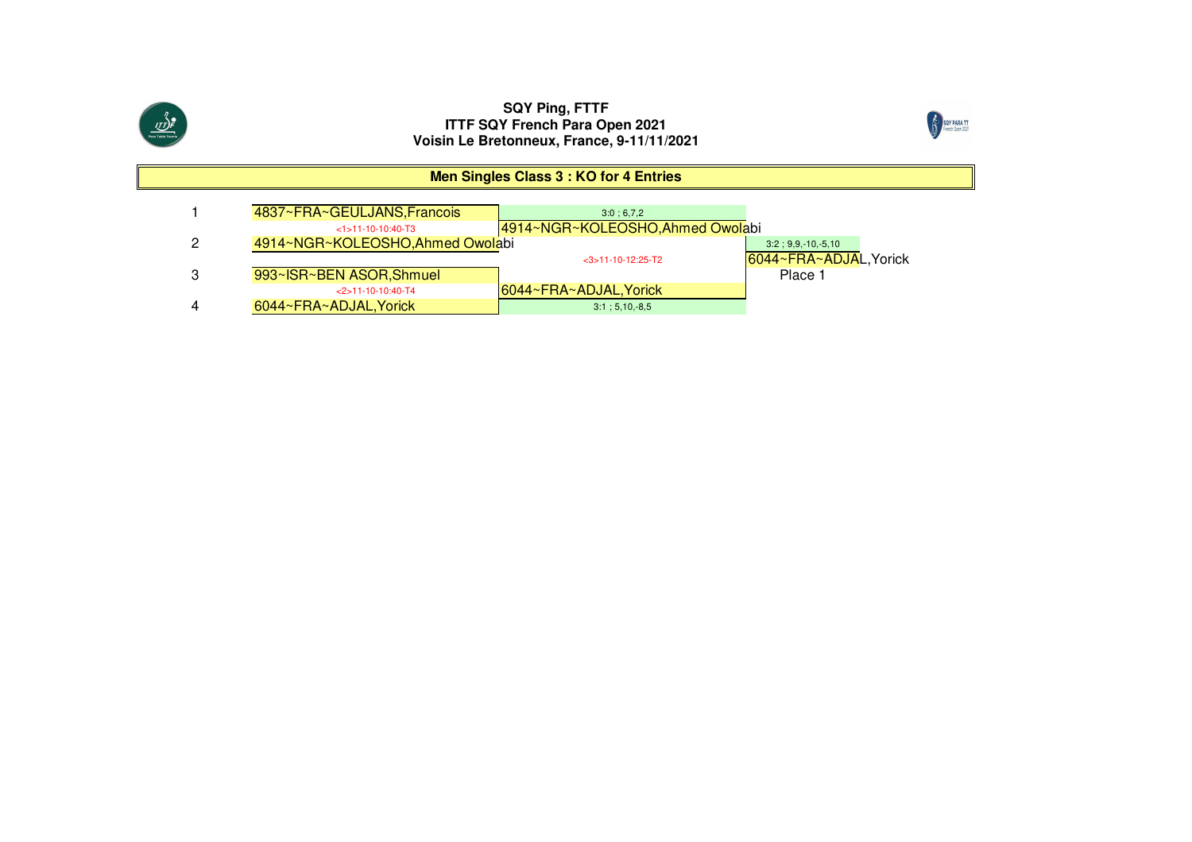**SQY Ping, FTTF**
**ITTF SQY French Para Open 2021**
**Voisin Le Bretonneux, France, 9-11/11/2021**

## Men Singles Class 3 : KO for 4 Entries

| # | Round 1 | Semi-final result | Final |
|---|---|---|---|
| 1 | 4837~FRA~GEULJANS,Francois | 3:0 ; 6,7,2 | |
| | <1>11-10-10:40-T3 | 4914~NGR~KOLEOSHO,Ahmed Owolabi | 3:2 ; 9,9,-10,-5,10 |
| 2 | 4914~NGR~KOLEOSHO,Ahmed Owolabi | <3>11-10-12:25-T2 | 6044~FRA~ADJAL,Yorick |
| 3 | 993~ISR~BEN ASOR,Shmuel | | Place 1 |
| | <2>11-10-10:40-T4 | 6044~FRA~ADJAL,Yorick | |
| 4 | 6044~FRA~ADJAL,Yorick | 3:1 ; 5,10,-8,5 | |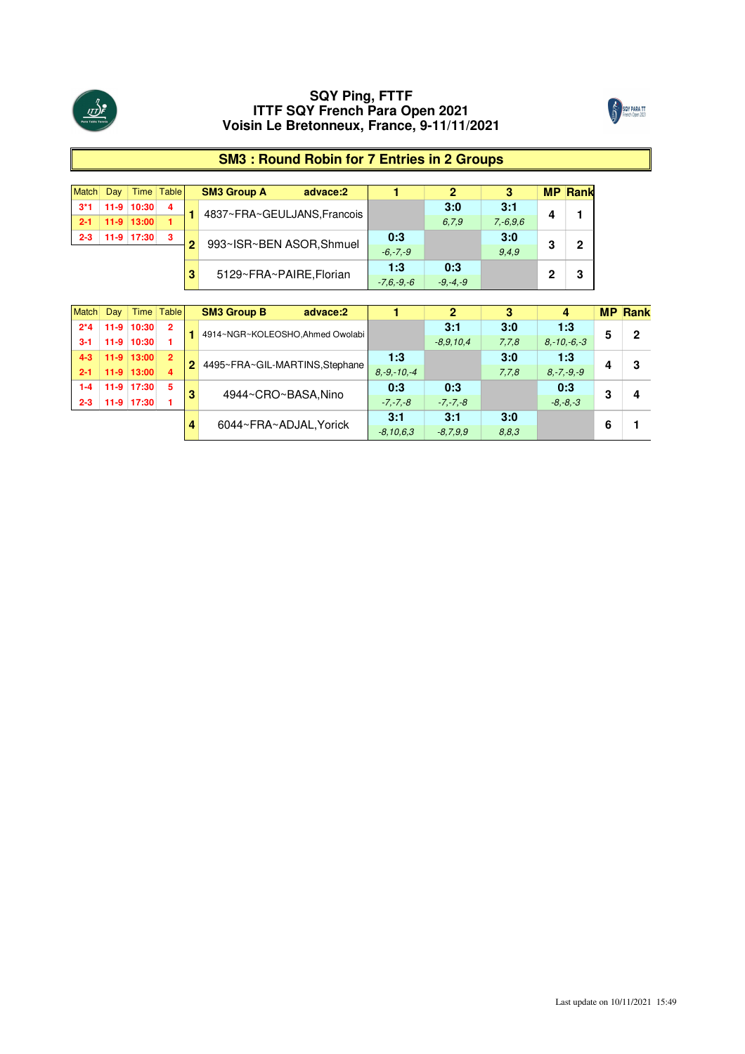**SQY Ping, FTTF**
**ITTF SQY French Para Open 2021**
**Voisin Le Bretonneux, France, 9-11/11/2021**

# SM3 : Round Robin for 7 Entries in 2 Groups

| Match | Day | Time | Table | | SM3 Group A advace:2 | 1 | 2 | 3 | MP | Rank |
|---|---|---|---|---|---|---|---|---|---|---|
| 3*1 | 11-9 | 10:30 | 4 | 1 | 4837~FRA~GEULJANS,Francois | | 3:0 6,7,9 | 3:1 7,-6,9,6 | 4 | 1 |
| 2-1 | 11-9 | 13:00 | 1 | | | | | | | |
| 2-3 | 11-9 | 17:30 | 3 | 2 | 993~ISR~BEN ASOR,Shmuel | 0:3 -6,-7,-9 | | 3:0 9,4,9 | 3 | 2 |
| | | | | 3 | 5129~FRA~PAIRE,Florian | 1:3 -7,6,-9,-6 | 0:3 -9,-4,-9 | | 2 | 3 |

| Match | Day | Time | Table | | SM3 Group B advace:2 | 1 | 2 | 3 | 4 | MP | Rank |
|---|---|---|---|---|---|---|---|---|---|---|---|
| 2*4 | 11-9 | 10:30 | 2 | 1 | 4914~NGR~KOLEOSHO,Ahmed Owolabi | | 3:1 -8,9,10,4 | 3:0 7,7,8 | 1:3 8,-10,-6,-3 | 5 | 2 |
| 3-1 | 11-9 | 10:30 | 1 | | | | | | | | |
| 4-3 | 11-9 | 13:00 | 2 | 2 | 4495~FRA~GIL-MARTINS,Stephane | 1:3 8,-9,-10,-4 | | 3:0 7,7,8 | 1:3 8,-7,-9,-9 | 4 | 3 |
| 2-1 | 11-9 | 13:00 | 4 | | | | | | | | |
| 1-4 | 11-9 | 17:30 | 5 | 3 | 4944~CRO~BASA,Nino | 0:3 -7,-7,-8 | 0:3 -7,-7,-8 | | 0:3 -8,-8,-3 | 3 | 4 |
| 2-3 | 11-9 | 17:30 | 1 | | | | | | | | |
| | | | | 4 | 6044~FRA~ADJAL,Yorick | 3:1 -8,10,6,3 | 3:1 -8,7,9,9 | 3:0 8,8,3 | | 6 | 1 |

Last update on 10/11/2021 15:49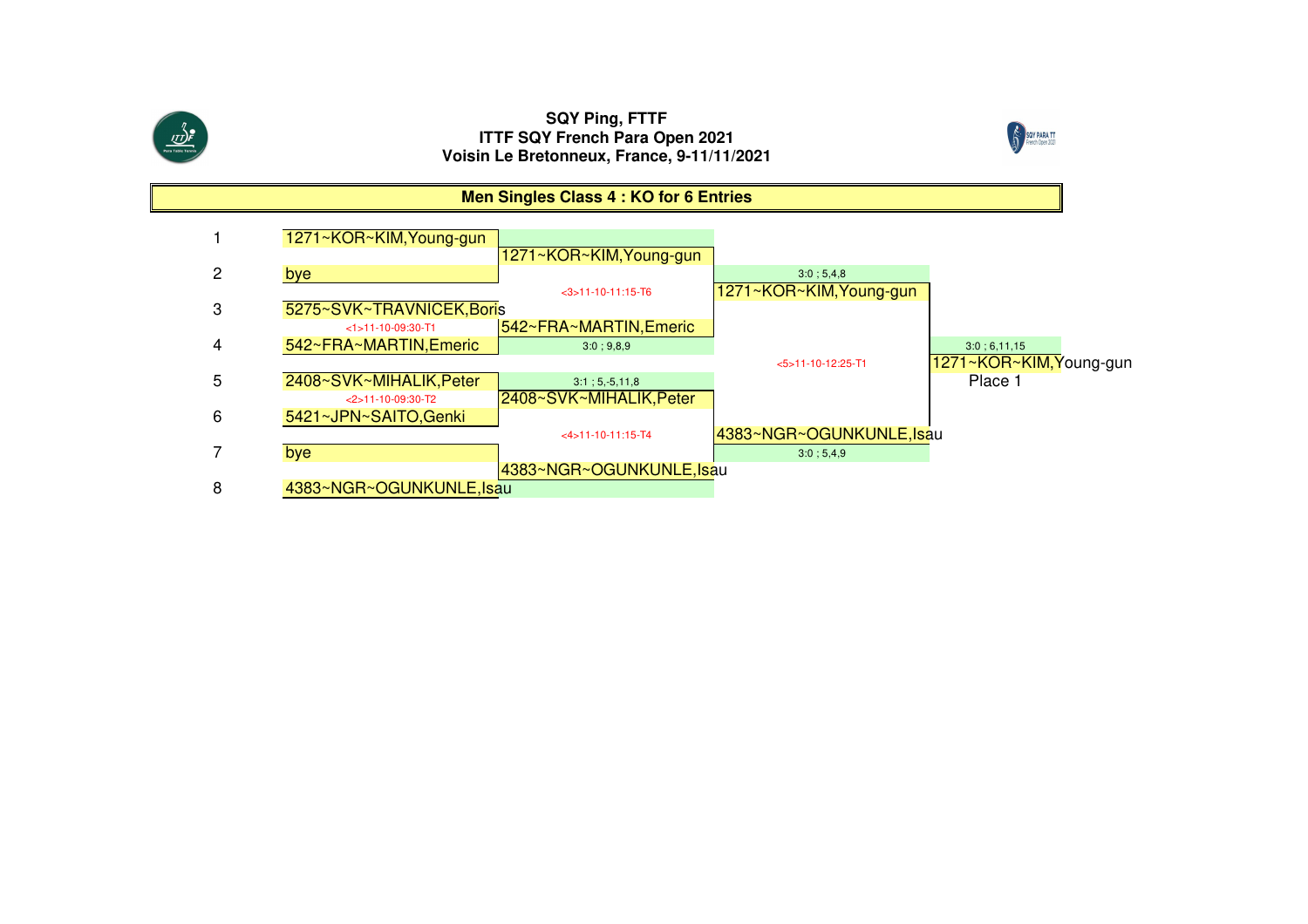**SQY Ping, FTTF**
**ITTF SQY French Para Open 2021**
**Voisin Le Bretonneux, France, 9-11/11/2021**

## Men Singles Class 4 : KO for 6 Entries

| # | Round 1 | Quarterfinals | Semifinals | Final |
|---|---|---|---|---|
| 1 | 1271~KOR~KIM,Young-gun | 1271~KOR~KIM,Young-gun | | |
| 2 | bye | <3>11-10-11:15-T6 | 3:0 ; 5,4,8<br>1271~KOR~KIM,Young-gun | |
| 3 | 5275~SVK~TRAVNICEK,Boris<br><1>11-10-09:30-T1 | 542~FRA~MARTIN,Emeric | | |
| 4 | 542~FRA~MARTIN,Emeric | 3:0 ; 9,8,9 | <5>11-10-12:25-T1 | 3:0 ; 6,11,15<br>1271~KOR~KIM,Young-gun<br>Place 1 |
| 5 | 2408~SVK~MIHALIK,Peter<br><2>11-10-09:30-T2 | 3:1 ; 5,-5,11,8<br>2408~SVK~MIHALIK,Peter | | |
| 6 | 5421~JPN~SAITO,Genki | <4>11-10-11:15-T4 | 4383~NGR~OGUNKUNLE,Isau<br>3:0 ; 5,4,9 | |
| 7 | bye | 4383~NGR~OGUNKUNLE,Isau | | |
| 8 | 4383~NGR~OGUNKUNLE,Isau | | | |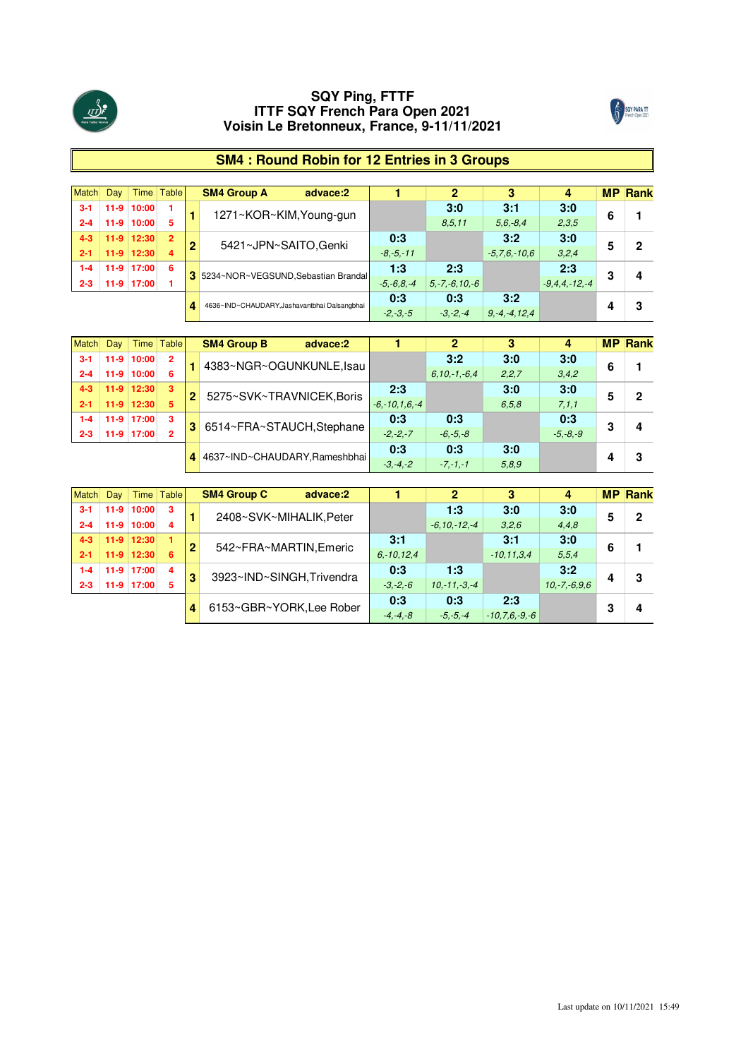# SQY Ping, FTTF
# ITTF SQY French Para Open 2021
# Voisin Le Bretonneux, France, 9-11/11/2021

## SM4 : Round Robin for 12 Entries in 3 Groups

| Match | Day | Time | Table | | SM4 Group A advace:2 | 1 | 2 | 3 | 4 | MP | Rank |
|---|---|---|---|---|---|---|---|---|---|---|---|
| 3-1 | 11-9 | 10:00 | 1 | 1 | 1271~KOR~KIM,Young-gun | | 3:0 | 3:1 | 3:0 | 6 | 1 |
| 2-4 | 11-9 | 10:00 | 5 | | | | 8,5,11 | 5,6,-8,4 | 2,3,5 | | |
| 4-3 | 11-9 | 12:30 | 2 | 2 | 5421~JPN~SAITO,Genki | 0:3 | | 3:2 | 3:0 | 5 | 2 |
| 2-1 | 11-9 | 12:30 | 4 | | | -8,-5,-11 | | -5,7,6,-10,6 | 3,2,4 | | |
| 1-4 | 11-9 | 17:00 | 6 | 3 | 5234~NOR~VEGSUND,Sebastian Brandal | 1:3 | 2:3 | | 2:3 | 3 | 4 |
| 2-3 | 11-9 | 17:00 | 1 | | | -5,-6,8,-4 | 5,-7,-6,10,-6 | | -9,4,4,-12,-4 | | |
| | | | | 4 | 4636~IND~CHAUDARY,Jashavantbhai Dalsangbhai | 0:3 | 0:3 | 3:2 | | 4 | 3 |
| | | | | | | -2,-3,-5 | -3,-2,-4 | 9,-4,-4,12,4 | | | |

| Match | Day | Time | Table | | SM4 Group B advace:2 | 1 | 2 | 3 | 4 | MP | Rank |
|---|---|---|---|---|---|---|---|---|---|---|---|
| 3-1 | 11-9 | 10:00 | 2 | 1 | 4383~NGR~OGUNKUNLE,Isau | | 3:2 | 3:0 | 3:0 | 6 | 1 |
| 2-4 | 11-9 | 10:00 | 6 | | | | 6,10,-1,-6,4 | 2,2,7 | 3,4,2 | | |
| 4-3 | 11-9 | 12:30 | 3 | 2 | 5275~SVK~TRAVNICEK,Boris | 2:3 | | 3:0 | 3:0 | 5 | 2 |
| 2-1 | 11-9 | 12:30 | 5 | | | -6,-10,1,6,-4 | | 6,5,8 | 7,1,1 | | |
| 1-4 | 11-9 | 17:00 | 3 | 3 | 6514~FRA~STAUCH,Stephane | 0:3 | 0:3 | | 0:3 | 3 | 4 |
| 2-3 | 11-9 | 17:00 | 2 | | | -2,-2,-7 | -6,-5,-8 | | -5,-8,-9 | | |
| | | | | 4 | 4637~IND~CHAUDARY,Rameshbhai | 0:3 | 0:3 | 3:0 | | 4 | 3 |
| | | | | | | -3,-4,-2 | -7,-1,-1 | 5,8,9 | | | |

| Match | Day | Time | Table | | SM4 Group C advace:2 | 1 | 2 | 3 | 4 | MP | Rank |
|---|---|---|---|---|---|---|---|---|---|---|---|
| 3-1 | 11-9 | 10:00 | 3 | 1 | 2408~SVK~MIHALIK,Peter | | 1:3 | 3:0 | 3:0 | 5 | 2 |
| 2-4 | 11-9 | 10:00 | 4 | | | | -6,10,-12,-4 | 3,2,6 | 4,4,8 | | |
| 4-3 | 11-9 | 12:30 | 1 | 2 | 542~FRA~MARTIN,Emeric | 3:1 | | 3:1 | 3:0 | 6 | 1 |
| 2-1 | 11-9 | 12:30 | 6 | | | 6,-10,12,4 | | -10,11,3,4 | 5,5,4 | | |
| 1-4 | 11-9 | 17:00 | 4 | 3 | 3923~IND~SINGH,Trivendra | 0:3 | 1:3 | | 3:2 | 4 | 3 |
| 2-3 | 11-9 | 17:00 | 5 | | | -3,-2,-6 | 10,-11,-3,-4 | | 10,-7,-6,9,6 | | |
| | | | | 4 | 6153~GBR~YORK,Lee Rober | 0:3 | 0:3 | 2:3 | | 3 | 4 |
| | | | | | | -4,-4,-8 | -5,-5,-4 | -10,7,6,-9,-6 | | | |

Last update on 10/11/2021 15:49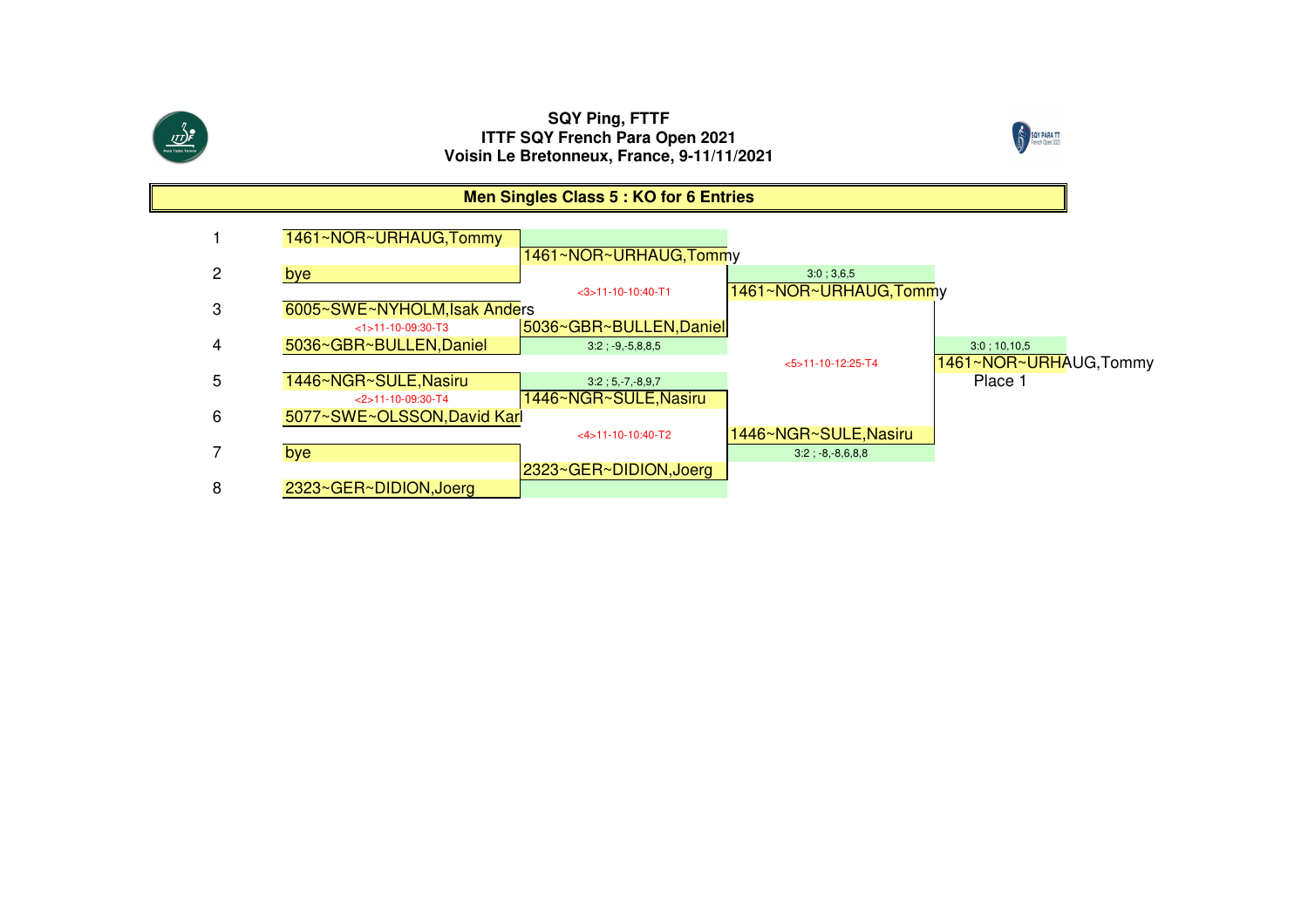**SQY Ping, FTTF**
**ITTF SQY French Para Open 2021**
**Voisin Le Bretonneux, France, 9-11/11/2021**

## Men Singles Class 5 : KO for 6 Entries

| # | Round 1 | Round 2 | Semifinal | Final |
|---|---|---|---|---|
| 1 | 1461~NOR~URHAUG,Tommy | 1461~NOR~URHAUG,Tommy | | |
| 2 | bye | <3>11-10-10:40-T1 | 3:0 ; 3,6,5 | |
| | | | 1461~NOR~URHAUG,Tommy | |
| 3 | 6005~SWE~NYHOLM,Isak Anders | | | |
| | <1>11-10-09:30-T3 | 5036~GBR~BULLEN,Daniel | | |
| 4 | 5036~GBR~BULLEN,Daniel | 3:2 ; -9,-5,8,8,5 | <5>11-10-12:25-T4 | 3:0 ; 10,10,5 |
| | | | | 1461~NOR~URHAUG,Tommy |
| | | | | Place 1 |
| 5 | 1446~NGR~SULE,Nasiru | 3:2 ; 5,-7,-8,9,7 | | |
| | <2>11-10-09:30-T4 | 1446~NGR~SULE,Nasiru | | |
| 6 | 5077~SWE~OLSSON,David Karl | <4>11-10-10:40-T2 | | |
| | | | 1446~NGR~SULE,Nasiru | |
| 7 | bye | | 3:2 ; -8,-8,6,8,8 | |
| | | 2323~GER~DIDION,Joerg | | |
| 8 | 2323~GER~DIDION,Joerg | | | |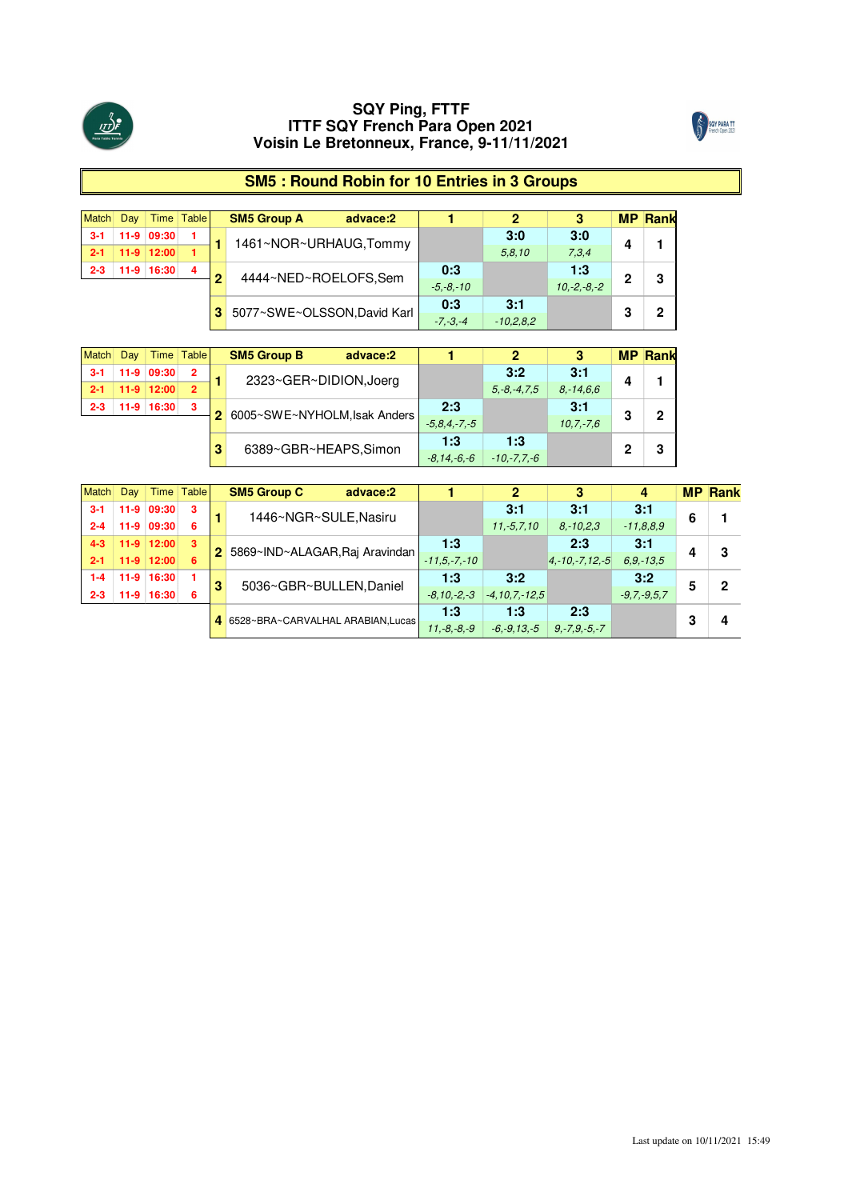# SQY Ping, FTTF
# ITTF SQY French Para Open 2021
# Voisin Le Bretonneux, France, 9-11/11/2021

## SM5 : Round Robin for 10 Entries in 3 Groups

| Match | Day | Time | Table |
|---|---|---|---|
| 3-1 | 11-9 | 09:30 | 1 |
| 2-1 | 11-9 | 12:00 | 1 |
| 2-3 | 11-9 | 16:30 | 4 |

| | SM5 Group A advace:2 | 1 | 2 | 3 | MP | Rank |
|---|---|---|---|---|---|---|
| 1 | 1461~NOR~URHAUG,Tommy | | 3:0 *5,8,10* | 3:0 *7,3,4* | 4 | 1 |
| 2 | 4444~NED~ROELOFS,Sem | 0:3 *-5,-8,-10* | | 1:3 *10,-2,-8,-2* | 2 | 3 |
| 3 | 5077~SWE~OLSSON,David Karl | 0:3 *-7,-3,-4* | 3:1 *-10,2,8,2* | | 3 | 2 |

| Match | Day | Time | Table |
|---|---|---|---|
| 3-1 | 11-9 | 09:30 | 2 |
| 2-1 | 11-9 | 12:00 | 2 |
| 2-3 | 11-9 | 16:30 | 3 |

| | SM5 Group B advace:2 | 1 | 2 | 3 | MP | Rank |
|---|---|---|---|---|---|---|
| 1 | 2323~GER~DIDION,Joerg | | 3:2 *5,-8,-4,7,5* | 3:1 *8,-14,6,6* | 4 | 1 |
| 2 | 6005~SWE~NYHOLM,Isak Anders | 2:3 *-5,8,4,-7,-5* | | 3:1 *10,7,-7,6* | 3 | 2 |
| 3 | 6389~GBR~HEAPS,Simon | 1:3 *-8,14,-6,-6* | 1:3 *-10,-7,7,-6* | | 2 | 3 |

| Match | Day | Time | Table |
|---|---|---|---|
| 3-1 | 11-9 | 09:30 | 3 |
| 2-4 | 11-9 | 09:30 | 6 |
| 4-3 | 11-9 | 12:00 | 3 |
| 2-1 | 11-9 | 12:00 | 6 |
| 1-4 | 11-9 | 16:30 | 1 |
| 2-3 | 11-9 | 16:30 | 6 |

| | SM5 Group C advace:2 | 1 | 2 | 3 | 4 | MP | Rank |
|---|---|---|---|---|---|---|---|
| 1 | 1446~NGR~SULE,Nasiru | | 3:1 *11,-5,7,10* | 3:1 *8,-10,2,3* | 3:1 *-11,8,8,9* | 6 | 1 |
| 2 | 5869~IND~ALAGAR,Raj Aravindan | 1:3 *-11,5,-7,-10* | | 2:3 *4,-10,-7,12,-5* | 3:1 *6,9,-13,5* | 4 | 3 |
| 3 | 5036~GBR~BULLEN,Daniel | 1:3 *-8,10,-2,-3* | 3:2 *-4,10,7,-12,5* | | 3:2 *-9,7,-9,5,7* | 5 | 2 |
| 4 | 6528~BRA~CARVALHAL ARABIAN,Lucas | 1:3 *11,-8,-8,-9* | 1:3 *-6,-9,13,-5* | 2:3 *9,-7,9,-5,-7* | | 3 | 4 |

Last update on 10/11/2021 15:49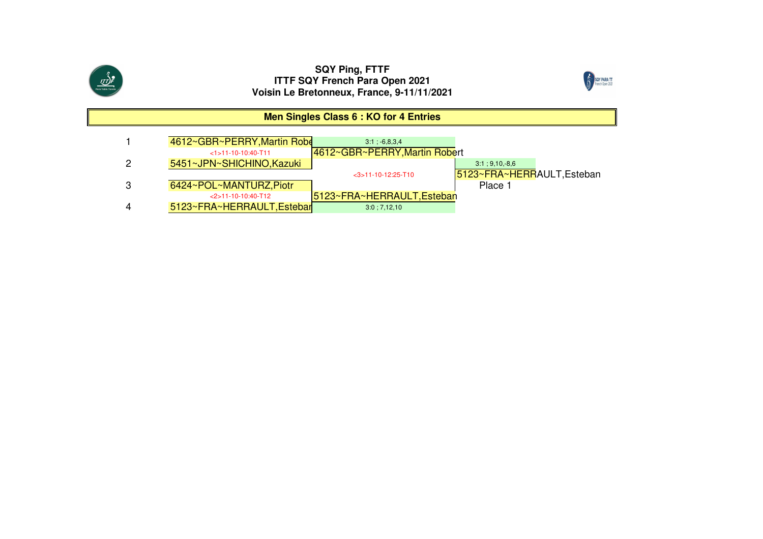**SQY Ping, FTTF**
**ITTF SQY French Para Open 2021**
**Voisin Le Bretonneux, France, 9-11/11/2021**

## Men Singles Class 6 : KO for 4 Entries

| # | Round 1 | Final | Winner |
|---|---|---|---|
| 1 | 4612~GBR~PERRY,Martin Robe | 3:1 ; -6,8,3,4 | |
| | <1>11-10-10:40-T11 | 4612~GBR~PERRY,Martin Robert | |
| 2 | 5451~JPN~SHICHINO,Kazuki | | 3:1 ; 9,10,-8,6 |
| | | <3>11-10-12:25-T10 | 5123~FRA~HERRAULT,Esteban |
| 3 | 6424~POL~MANTURZ,Piotr | | Place 1 |
| | <2>11-10-10:40-T12 | 5123~FRA~HERRAULT,Esteban | |
| 4 | 5123~FRA~HERRAULT,Estebar | 3:0 ; 7,12,10 | |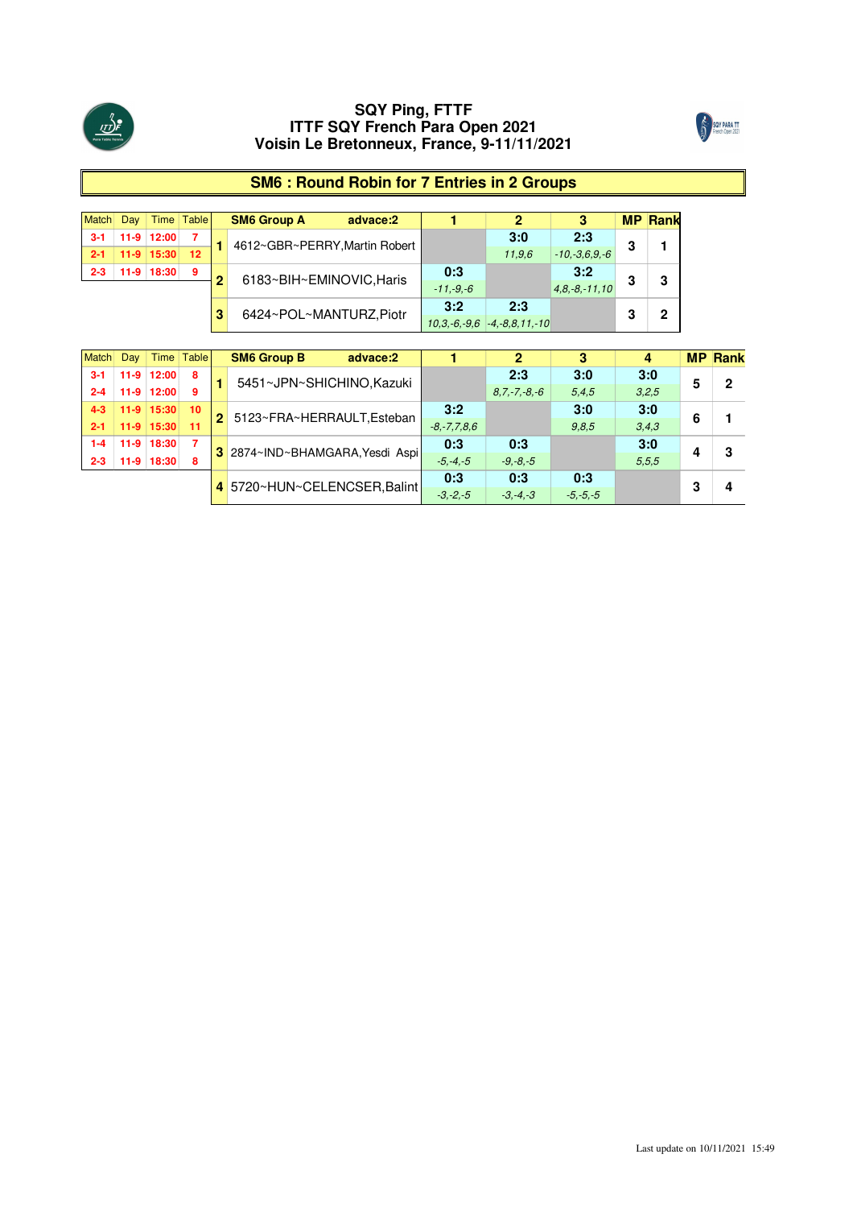# SQY Ping, FTTF
# ITTF SQY French Para Open 2021
# Voisin Le Bretonneux, France, 9-11/11/2021

## SM6 : Round Robin for 7 Entries in 2 Groups

| Match | Day | Time | Table |
|---|---|---|---|
| 3-1 | 11-9 | 12:00 | 7 |
| 2-1 | 11-9 | 15:30 | 12 |
| 2-3 | 11-9 | 18:30 | 9 |

| | SM6 Group A advace:2 | 1 | 2 | 3 | MP | Rank |
|---|---|---|---|---|---|---|
| 1 | 4612~GBR~PERRY,Martin Robert | | 3:0 *11,9,6* | 2:3 *-10,-3,6,9,-6* | 3 | 1 |
| 2 | 6183~BIH~EMINOVIC,Haris | 0:3 *-11,-9,-6* | | 3:2 *4,8,-8,-11,10* | 3 | 3 |
| 3 | 6424~POL~MANTURZ,Piotr | 3:2 *10,3,-6,-9,6* | 2:3 *-4,-8,8,11,-10* | | 3 | 2 |

| Match | Day | Time | Table |
|---|---|---|---|
| 3-1 | 11-9 | 12:00 | 8 |
| 2-4 | 11-9 | 12:00 | 9 |
| 4-3 | 11-9 | 15:30 | 10 |
| 2-1 | 11-9 | 15:30 | 11 |
| 1-4 | 11-9 | 18:30 | 7 |
| 2-3 | 11-9 | 18:30 | 8 |

| | SM6 Group B advace:2 | 1 | 2 | 3 | 4 | MP | Rank |
|---|---|---|---|---|---|---|---|
| 1 | 5451~JPN~SHICHINO,Kazuki | | 2:3 *8,7,-7,-8,-6* | 3:0 *5,4,5* | 3:0 *3,2,5* | 5 | 2 |
| 2 | 5123~FRA~HERRAULT,Esteban | 3:2 *-8,-7,7,8,6* | | 3:0 *9,8,5* | 3:0 *3,4,3* | 6 | 1 |
| 3 | 2874~IND~BHAMGARA,Yesdi Aspi | 0:3 *-5,-4,-5* | 0:3 *-9,-8,-5* | | 3:0 *5,5,5* | 4 | 3 |
| 4 | 5720~HUN~CELENCSER,Balint | 0:3 *-3,-2,-5* | 0:3 *-3,-4,-3* | 0:3 *-5,-5,-5* | | 3 | 4 |

Last update on 10/11/2021 15:49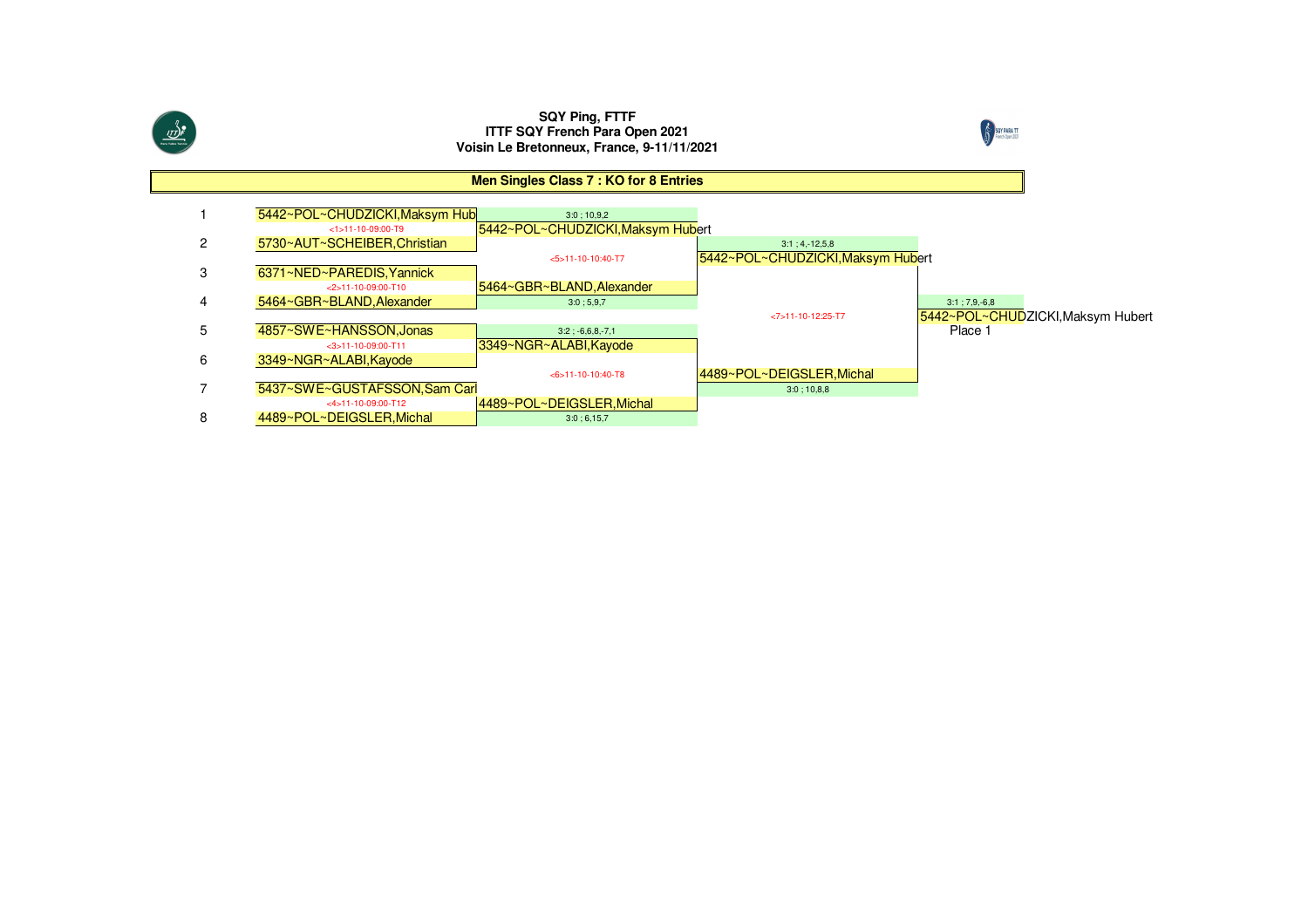**SQY Ping, FTTF**
**ITTF SQY French Para Open 2021**
**Voisin Le Bretonneux, France, 9-11/11/2021**

## Men Singles Class 7 : KO for 8 Entries

| # | Round 1 | Quarterfinal result | Semifinal | Final |
|---|---|---|---|---|
| 1 | 5442~POL~CHUDZICKI,Maksym Hub | 5442~POL~CHUDZICKI,Maksym Hubert (3:0 ; 10,9,2) | 5442~POL~CHUDZICKI,Maksym Hubert (3:1 ; 4,-12,5,8) | 5442~POL~CHUDZICKI,Maksym Hubert (3:1 ; 7,9,-6,8) Place 1 |
| | <1>11-10-09:00-T9 | | <5>11-10-10:40-T7 | <7>11-10-12:25-T7 |
| 2 | 5730~AUT~SCHEIBER,Christian | | | |
| 3 | 6371~NED~PAREDIS,Yannick | 5464~GBR~BLAND,Alexander (3:0 ; 5,9,7) | | |
| | <2>11-10-09:00-T10 | | | |
| 4 | 5464~GBR~BLAND,Alexander | | | |
| 5 | 4857~SWE~HANSSON,Jonas | 3349~NGR~ALABI,Kayode (3:2 ; -6,6,8,-7,1) | 4489~POL~DEIGSLER,Michal (3:0 ; 10,8,8) | |
| | <3>11-10-09:00-T11 | | <6>11-10-10:40-T8 | |
| 6 | 3349~NGR~ALABI,Kayode | | | |
| 7 | 5437~SWE~GUSTAFSSON,Sam Carl | 4489~POL~DEIGSLER,Michal (3:0 ; 6,15,7) | | |
| | <4>11-10-09:00-T12 | | | |
| 8 | 4489~POL~DEIGSLER,Michal | | | |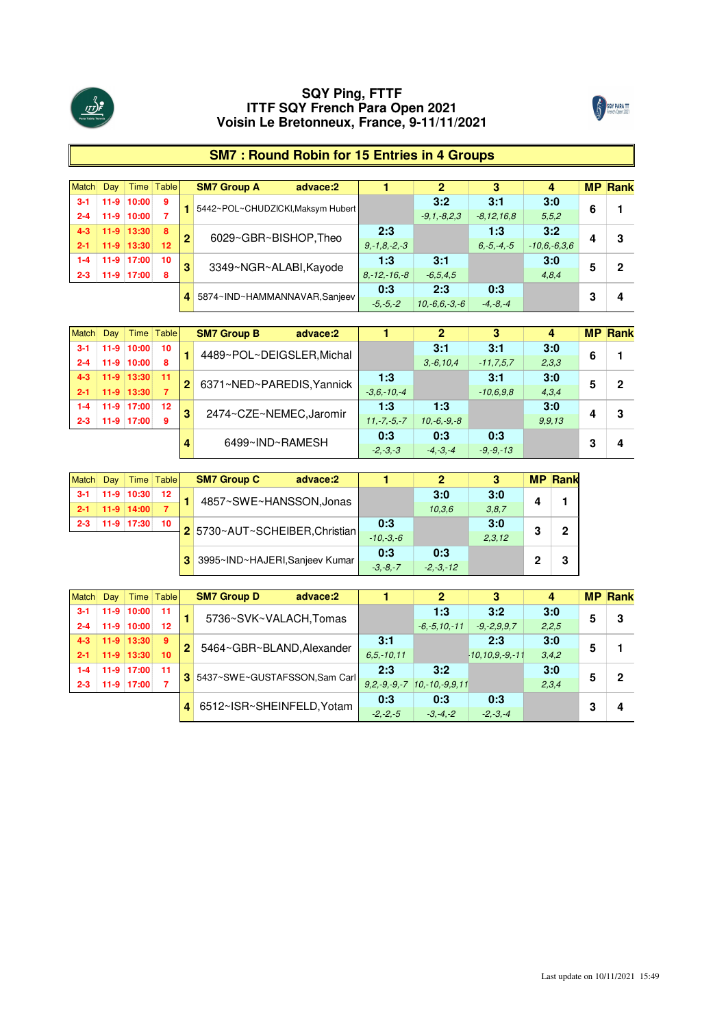# SQY Ping, FTTF
# ITTF SQY French Para Open 2021
# Voisin Le Bretonneux, France, 9-11/11/2021

## SM7 : Round Robin for 15 Entries in 4 Groups

| Match | Day | Time | Table | | SM7 Group A advace:2 | 1 | 2 | 3 | 4 | MP | Rank |
|---|---|---|---|---|---|---|---|---|---|---|---|
| 3-1 | 11-9 | 10:00 | 9 | 1 | 5442~POL~CHUDZICKI,Maksym Hubert | | 3:2 | 3:1 | 3:0 | 6 | 1 |
| 2-4 | 11-9 | 10:00 | 7 | | | | -9,1,-8,2,3 | -8,12,16,8 | 5,5,2 | | |
| 4-3 | 11-9 | 13:30 | 8 | 2 | 6029~GBR~BISHOP,Theo | 2:3 | | 1:3 | 3:2 | 4 | 3 |
| 2-1 | 11-9 | 13:30 | 12 | | | 9,-1,8,-2,-3 | | 6,-5,-4,-5 | -10,6,-6,3,6 | | |
| 1-4 | 11-9 | 17:00 | 10 | 3 | 3349~NGR~ALABI,Kayode | 1:3 | 3:1 | | 3:0 | 5 | 2 |
| 2-3 | 11-9 | 17:00 | 8 | | | 8,-12,-16,-8 | -6,5,4,5 | | 4,8,4 | | |
| | | | | 4 | 5874~IND~HAMMANNAVAR,Sanjeev | 0:3 | 2:3 | 0:3 | | 3 | 4 |
| | | | | | | -5,-5,-2 | 10,-6,6,-3,-6 | -4,-8,-4 | | | |

| Match | Day | Time | Table | | SM7 Group B advace:2 | 1 | 2 | 3 | 4 | MP | Rank |
|---|---|---|---|---|---|---|---|---|---|---|---|
| 3-1 | 11-9 | 10:00 | 10 | 1 | 4489~POL~DEIGSLER,Michal | | 3:1 | 3:1 | 3:0 | 6 | 1 |
| 2-4 | 11-9 | 10:00 | 8 | | | | 3,-6,10,4 | -11,7,5,7 | 2,3,3 | | |
| 4-3 | 11-9 | 13:30 | 11 | 2 | 6371~NED~PAREDIS,Yannick | 1:3 | | 3:1 | 3:0 | 5 | 2 |
| 2-1 | 11-9 | 13:30 | 7 | | | -3,6,-10,-4 | | -10,6,9,8 | 4,3,4 | | |
| 1-4 | 11-9 | 17:00 | 12 | 3 | 2474~CZE~NEMEC,Jaromir | 1:3 | 1:3 | | 3:0 | 4 | 3 |
| 2-3 | 11-9 | 17:00 | 9 | | | 11,-7,-5,-7 | 10,-6,-9,-8 | | 9,9,13 | | |
| | | | | 4 | 6499~IND~RAMESH | 0:3 | 0:3 | 0:3 | | 3 | 4 |
| | | | | | | -2,-3,-3 | -4,-3,-4 | -9,-9,-13 | | | |

| Match | Day | Time | Table | | SM7 Group C advace:2 | 1 | 2 | 3 | MP | Rank |
|---|---|---|---|---|---|---|---|---|---|---|
| 3-1 | 11-9 | 10:30 | 12 | 1 | 4857~SWE~HANSSON,Jonas | | 3:0 | 3:0 | 4 | 1 |
| 2-1 | 11-9 | 14:00 | 7 | | | | 10,3,6 | 3,8,7 | | |
| 2-3 | 11-9 | 17:30 | 10 | 2 | 5730~AUT~SCHEIBER,Christian | 0:3 | | 3:0 | 3 | 2 |
| | | | | | | -10,-3,-6 | | 2,3,12 | | |
| | | | | 3 | 3995~IND~HAJERI,Sanjeev Kumar | 0:3 | 0:3 | | 2 | 3 |
| | | | | | | -3,-8,-7 | -2,-3,-12 | | | |

| Match | Day | Time | Table | | SM7 Group D advace:2 | 1 | 2 | 3 | 4 | MP | Rank |
|---|---|---|---|---|---|---|---|---|---|---|---|
| 3-1 | 11-9 | 10:00 | 11 | 1 | 5736~SVK~VALACH,Tomas | | 1:3 | 3:2 | 3:0 | 5 | 3 |
| 2-4 | 11-9 | 10:00 | 12 | | | | -6,-5,10,-11 | -9,-2,9,9,7 | 2,2,5 | | |
| 4-3 | 11-9 | 13:30 | 9 | 2 | 5464~GBR~BLAND,Alexander | 3:1 | | 2:3 | 3:0 | 5 | 1 |
| 2-1 | 11-9 | 13:30 | 10 | | | 6,5,-10,11 | | -10,10,9,-9,-11 | 3,4,2 | | |
| 1-4 | 11-9 | 17:00 | 11 | 3 | 5437~SWE~GUSTAFSSON,Sam Carl | 2:3 | 3:2 | | 3:0 | 5 | 2 |
| 2-3 | 11-9 | 17:00 | 7 | | | 9,2,-9,-9,-7 | 10,-10,-9,9,11 | | 2,3,4 | | |
| | | | | 4 | 6512~ISR~SHEINFELD,Yotam | 0:3 | 0:3 | 0:3 | | 3 | 4 |
| | | | | | | -2,-2,-5 | -3,-4,-2 | -2,-3,-4 | | | |

Last update on 10/11/2021 15:49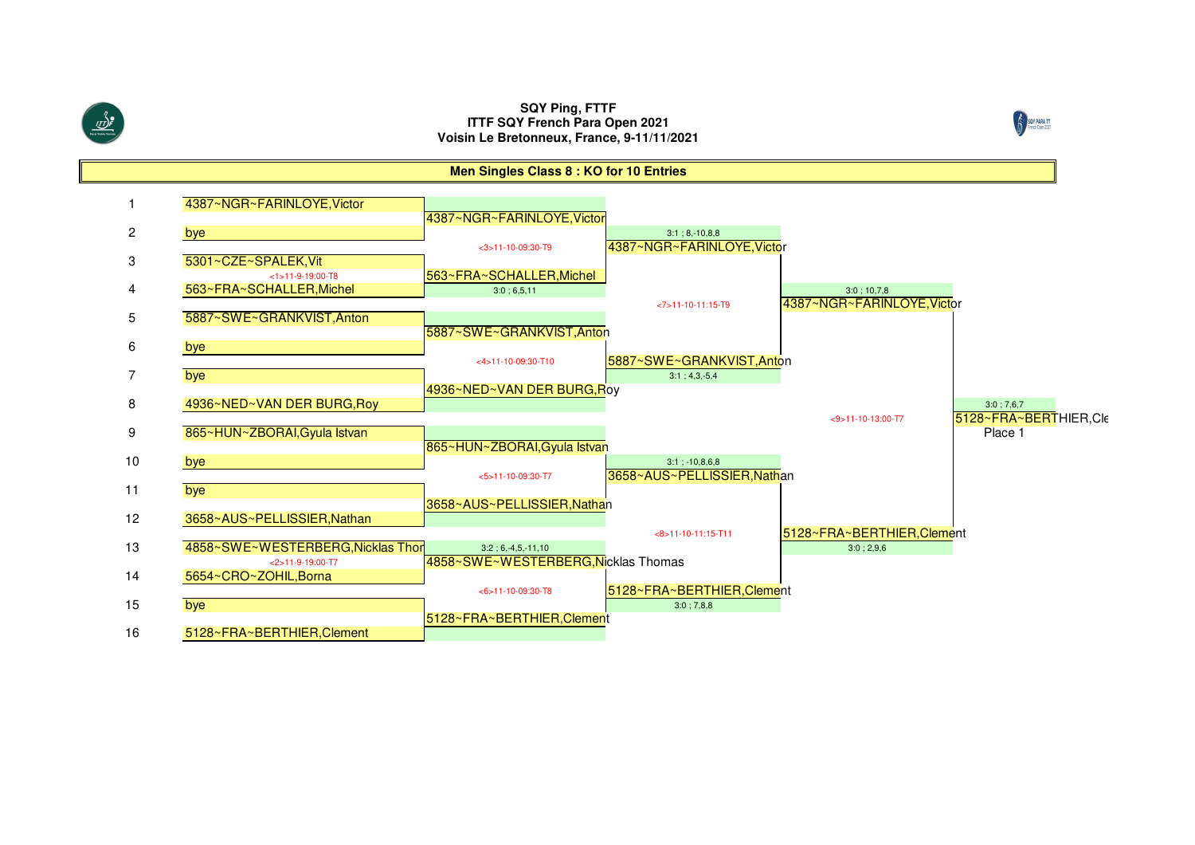**SQY Ping, FTTF**
**ITTF SQY French Para Open 2021**
**Voisin Le Bretonneux, France, 9-11/11/2021**

## Men Singles Class 8 : KO for 10 Entries

| # | Round 1 | Round 2 | Quarterfinal | Semifinal | Final |
|---|---|---|---|---|---|
| 1 | 4387~NGR~FARINLOYE,Victor | 4387~NGR~FARINLOYE,Victor | 4387~NGR~FARINLOYE,Victor | 4387~NGR~FARINLOYE,Victor | 5128~FRA~BERTHIER,Cle |
| 2 | bye | <3>11-10-09:30-T9 | 3:1 ; 8,-10,8,8 | 3:0 ; 10,7,8 | 3:0 ; 7,6,7 |
| 3 | 5301~CZE~SPALEK,Vit | 563~FRA~SCHALLER,Michel | | <7>11-10-11:15-T9 | <9>11-10-13:00-T7 |
| 4 | 563~FRA~SCHALLER,Michel | <1>11-9-19:00-T8 ; 3:0 ; 6,5,11 | | | Place 1 |
| 5 | 5887~SWE~GRANKVIST,Anton | 5887~SWE~GRANKVIST,Anton | 5887~SWE~GRANKVIST,Anton | | |
| 6 | bye | <4>11-10-09:30-T10 | 3:1 ; 4,3,-5,4 | | |
| 7 | bye | 4936~NED~VAN DER BURG,Roy | | | |
| 8 | 4936~NED~VAN DER BURG,Roy | | | | |
| 9 | 865~HUN~ZBORAI,Gyula Istvan | 865~HUN~ZBORAI,Gyula Istvan | 3658~AUS~PELLISSIER,Nathan | 5128~FRA~BERTHIER,Clement | |
| 10 | bye | <5>11-10-09:30-T7 | 3:1 ; -10,8,6,8 | 3:0 ; 2,9,6 | |
| 11 | bye | 3658~AUS~PELLISSIER,Nathan | | <8>11-10-11:15-T11 | |
| 12 | 3658~AUS~PELLISSIER,Nathan | | | | |
| 13 | 4858~SWE~WESTERBERG,Nicklas Thomas | 4858~SWE~WESTERBERG,Nicklas Thomas | 5128~FRA~BERTHIER,Clement | | |
| 14 | 5654~CRO~ZOHIL,Borna | <2>11-9-19:00-T7 ; 3:2 ; 6,-4,5,-11,10 | 3:0 ; 7,8,8 | | |
| 15 | bye | 5128~FRA~BERTHIER,Clement | <6>11-10-09:30-T8 | | |
| 16 | 5128~FRA~BERTHIER,Clement | | | | |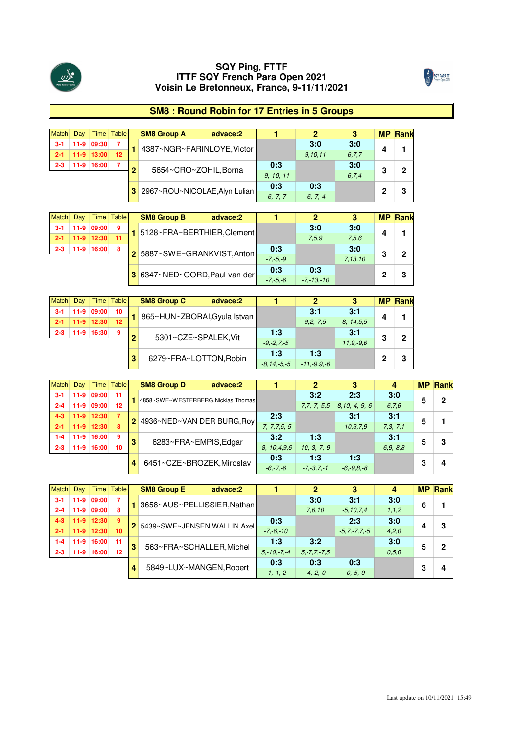# SQY Ping, FTTF
# ITTF SQY French Para Open 2021
# Voisin Le Bretonneux, France, 9-11/11/2021

## SM8 : Round Robin for 17 Entries in 5 Groups

| Match | Day | Time | Table |
|---|---|---|---|
| 3-1 | 11-9 | 09:30 | 7 |
| 2-1 | 11-9 | 13:00 | 12 |
| 2-3 | 11-9 | 16:00 | 7 |

| | SM8 Group A advace:2 | 1 | 2 | 3 | MP | Rank |
|---|---|---|---|---|---|---|
| 1 | 4387~NGR~FARINLOYE,Victor | | 3:0<br>9,10,11 | 3:0<br>6,7,7 | 4 | 1 |
| 2 | 5654~CRO~ZOHIL,Borna | 0:3<br>-9,-10,-11 | | 3:0<br>6,7,4 | 3 | 2 |
| 3 | 2967~ROU~NICOLAE,Alyn Lulian | 0:3<br>-6,-7,-7 | 0:3<br>-6,-7,-4 | | 2 | 3 |

| Match | Day | Time | Table |
|---|---|---|---|
| 3-1 | 11-9 | 09:00 | 9 |
| 2-1 | 11-9 | 12:30 | 11 |
| 2-3 | 11-9 | 16:00 | 8 |

| | SM8 Group B advace:2 | 1 | 2 | 3 | MP | Rank |
|---|---|---|---|---|---|---|
| 1 | 5128~FRA~BERTHIER,Clement | | 3:0<br>7,5,9 | 3:0<br>7,5,6 | 4 | 1 |
| 2 | 5887~SWE~GRANKVIST,Anton | 0:3<br>-7,-5,-9 | | 3:0<br>7,13,10 | 3 | 2 |
| 3 | 6347~NED~OORD,Paul van der | 0:3<br>-7,-5,-6 | 0:3<br>-7,-13,-10 | | 2 | 3 |

| Match | Day | Time | Table |
|---|---|---|---|
| 3-1 | 11-9 | 09:00 | 10 |
| 2-1 | 11-9 | 12:30 | 12 |
| 2-3 | 11-9 | 16:30 | 9 |

| | SM8 Group C advace:2 | 1 | 2 | 3 | MP | Rank |
|---|---|---|---|---|---|---|
| 1 | 865~HUN~ZBORAI,Gyula Istvan | | 3:1<br>9,2,-7,5 | 3:1<br>8,-14,5,5 | 4 | 1 |
| 2 | 5301~CZE~SPALEK,Vit | 1:3<br>-9,-2,7,-5 | | 3:1<br>11,9,-9,6 | 3 | 2 |
| 3 | 6279~FRA~LOTTON,Robin | 1:3<br>-8,14,-5,-5 | 1:3<br>-11,-9,9,-6 | | 2 | 3 |

| Match | Day | Time | Table |
|---|---|---|---|
| 3-1 | 11-9 | 09:00 | 11 |
| 2-4 | 11-9 | 09:00 | 12 |
| 4-3 | 11-9 | 12:30 | 7 |
| 2-1 | 11-9 | 12:30 | 8 |
| 1-4 | 11-9 | 16:00 | 9 |
| 2-3 | 11-9 | 16:00 | 10 |

| | SM8 Group D advace:2 | 1 | 2 | 3 | 4 | MP | Rank |
|---|---|---|---|---|---|---|---|
| 1 | 4858~SWE~WESTERBERG,Nicklas Thomas | | 3:2<br>7,7,-7,-5,5 | 2:3<br>8,10,-4,-9,-6 | 3:0<br>6,7,6 | 5 | 2 |
| 2 | 4936~NED~VAN DER BURG,Roy | 2:3<br>-7,-7,7,5,-5 | | 3:1<br>-10,3,7,9 | 3:1<br>7,3,-7,1 | 5 | 1 |
| 3 | 6283~FRA~EMPIS,Edgar | 3:2<br>-8,-10,4,9,6 | 1:3<br>10,-3,-7,-9 | | 3:1<br>6,9,-8,8 | 5 | 3 |
| 4 | 6451~CZE~BROZEK,Miroslav | 0:3<br>-6,-7,-6 | 1:3<br>-7,-3,7,-1 | 1:3<br>-6,-9,8,-8 | | 3 | 4 |

| Match | Day | Time | Table |
|---|---|---|---|
| 3-1 | 11-9 | 09:00 | 7 |
| 2-4 | 11-9 | 09:00 | 8 |
| 4-3 | 11-9 | 12:30 | 9 |
| 2-1 | 11-9 | 12:30 | 10 |
| 1-4 | 11-9 | 16:00 | 11 |
| 2-3 | 11-9 | 16:00 | 12 |

| | SM8 Group E advace:2 | 1 | 2 | 3 | 4 | MP | Rank |
|---|---|---|---|---|---|---|---|
| 1 | 3658~AUS~PELLISSIER,Nathan | | 3:0<br>7,6,10 | 3:1<br>-5,10,7,4 | 3:0<br>1,1,2 | 6 | 1 |
| 2 | 5439~SWE~JENSEN WALLIN,Axel | 0:3<br>-7,-6,-10 | | 2:3<br>-5,7,-7,7,-5 | 3:0<br>4,2,0 | 4 | 3 |
| 3 | 563~FRA~SCHALLER,Michel | 1:3<br>5,-10,-7,-4 | 3:2<br>5,-7,7,-7,5 | | 3:0<br>0,5,0 | 5 | 2 |
| 4 | 5849~LUX~MANGEN,Robert | 0:3<br>-1,-1,-2 | 0:3<br>-4,-2,-0 | 0:3<br>-0,-5,-0 | | 3 | 4 |

Last update on 10/11/2021 15:49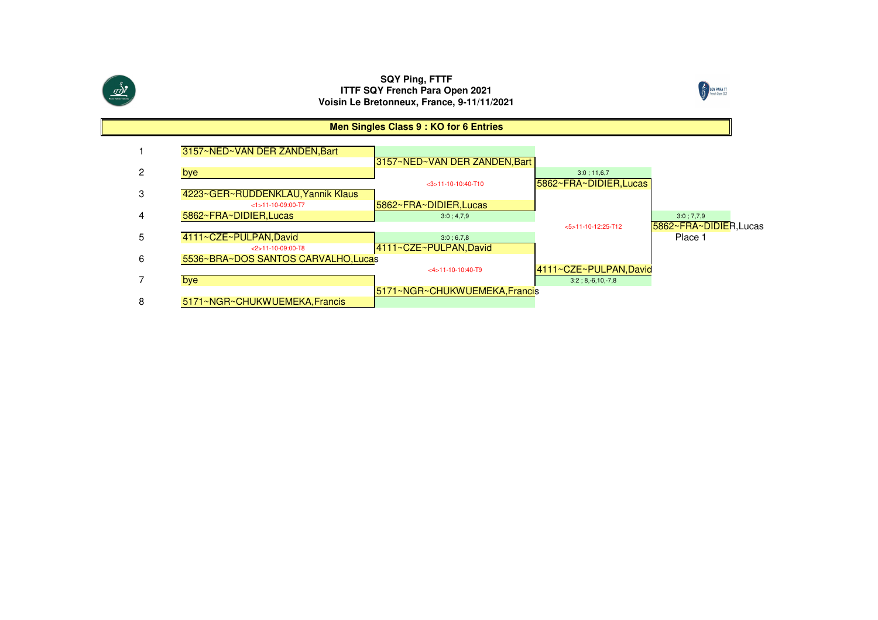**SQY Ping, FTTF**
**ITTF SQY French Para Open 2021**
**Voisin Le Bretonneux, France, 9-11/11/2021**

## Men Singles Class 9 : KO for 6 Entries

| # | Round 1 | Quarterfinal | Semifinal | Final |
|---|---|---|---|---|
| 1 | 3157~NED~VAN DER ZANDEN,Bart | 3157~NED~VAN DER ZANDEN,Bart | | |
| 2 | bye | <3>11-10-10:40-T10 | 3:0 ; 11,6,7 | |
| | | | 5862~FRA~DIDIER,Lucas | |
| 3 | 4223~GER~RUDDENKLAU,Yannik Klaus | | | |
| | <1>11-10-09:00-T7 | 5862~FRA~DIDIER,Lucas | | |
| 4 | 5862~FRA~DIDIER,Lucas | 3:0 ; 4,7,9 | | 3:0 ; 7,7,9 |
| | | | <5>11-10-12:25-T12 | 5862~FRA~DIDIER,Lucas |
| | | | | Place 1 |
| 5 | 4111~CZE~PULPAN,David | 3:0 ; 6,7,8 | | |
| | <2>11-10-09:00-T8 | 4111~CZE~PULPAN,David | | |
| 6 | 5536~BRA~DOS SANTOS CARVALHO,Lucas | | | |
| | | <4>11-10-10:40-T9 | 4111~CZE~PULPAN,David | |
| 7 | bye | | 3:2 ; 8,-6,10,-7,8 | |
| | | 5171~NGR~CHUKWUEMEKA,Francis | | |
| 8 | 5171~NGR~CHUKWUEMEKA,Francis | | | |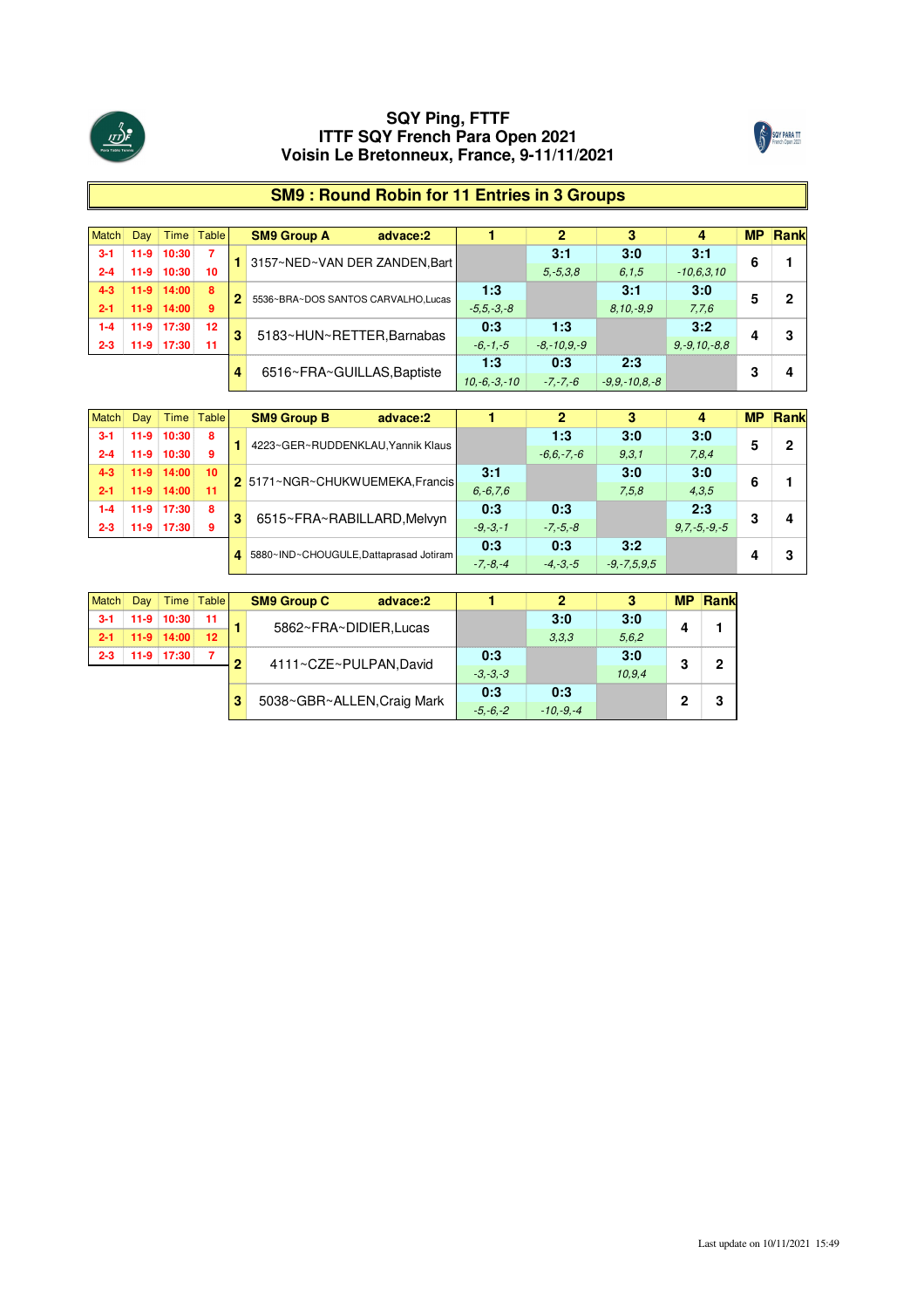# SQY Ping, FTTF
## ITTF SQY French Para Open 2021
### Voisin Le Bretonneux, France, 9-11/11/2021

## SM9 : Round Robin for 11 Entries in 3 Groups

| Match | Day | Time | Table |
|---|---|---|---|
| 3-1 | 11-9 | 10:30 | 7 |
| 2-4 | 11-9 | 10:30 | 10 |
| 4-3 | 11-9 | 14:00 | 8 |
| 2-1 | 11-9 | 14:00 | 9 |
| 1-4 | 11-9 | 17:30 | 12 |
| 2-3 | 11-9 | 17:30 | 11 |

| | SM9 Group A advace:2 | 1 | 2 | 3 | 4 | MP | Rank |
|---|---|---|---|---|---|---|---|
| 1 | 3157~NED~VAN DER ZANDEN,Bart | | 3:1 5,-5,3,8 | 3:0 6,1,5 | 3:1 -10,6,3,10 | 6 | 1 |
| 2 | 5536~BRA~DOS SANTOS CARVALHO,Lucas | 1:3 -5,5,-3,-8 | | 3:1 8,10,-9,9 | 3:0 7,7,6 | 5 | 2 |
| 3 | 5183~HUN~RETTER,Barnabas | 0:3 -6,-1,-5 | 1:3 -8,-10,9,-9 | | 3:2 9,-9,10,-8,8 | 4 | 3 |
| 4 | 6516~FRA~GUILLAS,Baptiste | 1:3 10,-6,-3,-10 | 0:3 -7,-7,-6 | 2:3 -9,9,-10,8,-8 | | 3 | 4 |

| Match | Day | Time | Table |
|---|---|---|---|
| 3-1 | 11-9 | 10:30 | 8 |
| 2-4 | 11-9 | 10:30 | 9 |
| 4-3 | 11-9 | 14:00 | 10 |
| 2-1 | 11-9 | 14:00 | 11 |
| 1-4 | 11-9 | 17:30 | 8 |
| 2-3 | 11-9 | 17:30 | 9 |

| | SM9 Group B advace:2 | 1 | 2 | 3 | 4 | MP | Rank |
|---|---|---|---|---|---|---|---|
| 1 | 4223~GER~RUDDENKLAU,Yannik Klaus | | 1:3 -6,6,-7,-6 | 3:0 9,3,1 | 3:0 7,8,4 | 5 | 2 |
| 2 | 5171~NGR~CHUKWUEMEKA,Francis | 3:1 6,-6,7,6 | | 3:0 7,5,8 | 3:0 4,3,5 | 6 | 1 |
| 3 | 6515~FRA~RABILLARD,Melvyn | 0:3 -9,-3,-1 | 0:3 -7,-5,-8 | | 2:3 9,7,-5,-9,-5 | 3 | 4 |
| 4 | 5880~IND~CHOUGULE,Dattaprasad Jotiram | 0:3 -7,-8,-4 | 0:3 -4,-3,-5 | 3:2 -9,-7,5,9,5 | | 4 | 3 |

| Match | Day | Time | Table |
|---|---|---|---|
| 3-1 | 11-9 | 10:30 | 11 |
| 2-1 | 11-9 | 14:00 | 12 |
| 2-3 | 11-9 | 17:30 | 7 |

| | SM9 Group C advace:2 | 1 | 2 | 3 | MP | Rank |
|---|---|---|---|---|---|---|
| 1 | 5862~FRA~DIDIER,Lucas | | 3:0 3,3,3 | 3:0 5,6,2 | 4 | 1 |
| 2 | 4111~CZE~PULPAN,David | 0:3 -3,-3,-3 | | 3:0 10,9,4 | 3 | 2 |
| 3 | 5038~GBR~ALLEN,Craig Mark | 0:3 -5,-6,-2 | 0:3 -10,-9,-4 | | 2 | 3 |

Last update on 10/11/2021 15:49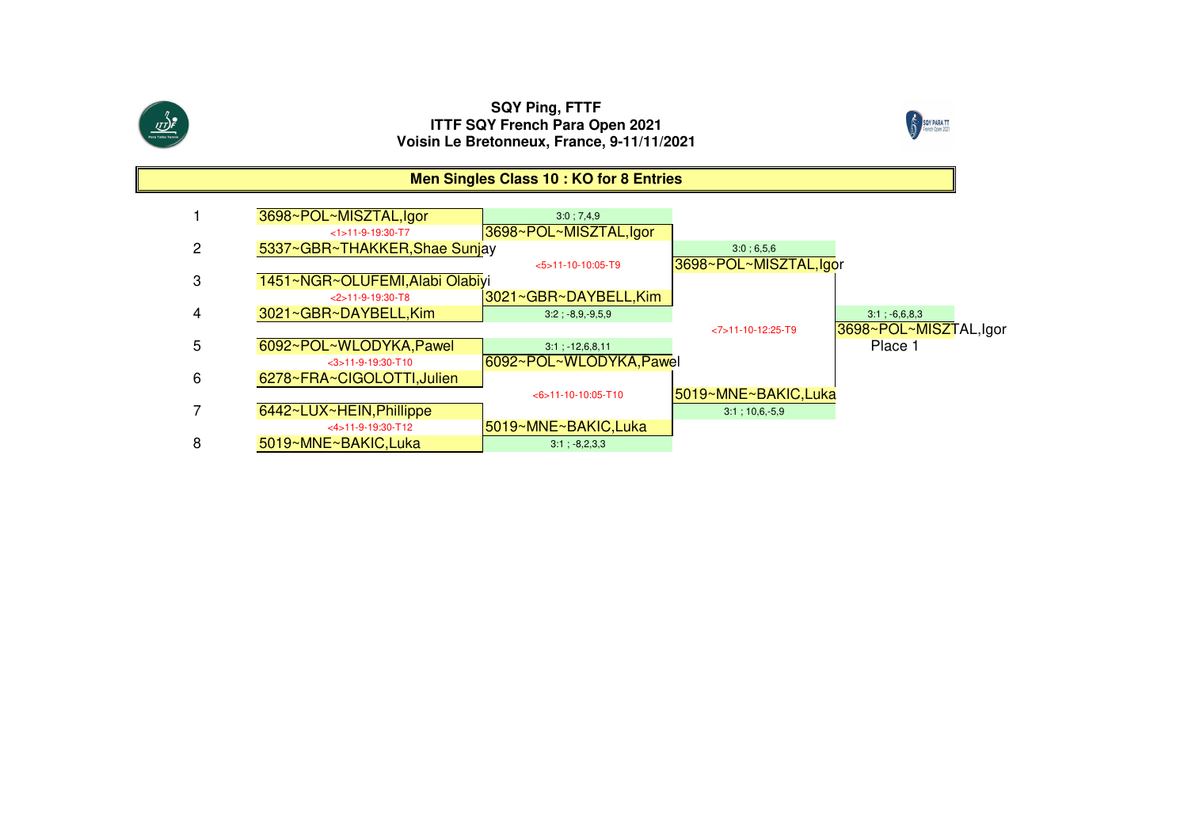**SQY Ping, FTTF**
**ITTF SQY French Para Open 2021**
**Voisin Le Bretonneux, France, 9-11/11/2021**

## Men Singles Class 10 : KO for 8 Entries

| # | Player | Quarterfinal | Semifinal | Final |
|---|---|---|---|---|
| 1 | 3698~POL~MISZTAL,Igor | | | |
| | <1>11-9-19:30-T7 | 3698~POL~MISZTAL,Igor (3:0 ; 7,4,9) | | |
| 2 | 5337~GBR~THAKKER,Shae Sunjay | | | |
| | | <5>11-10-10:05-T9 | 3698~POL~MISZTAL,Igor (3:0 ; 6,5,6) | |
| 3 | 1451~NGR~OLUFEMI,Alabi Olabiyi | | | |
| | <2>11-9-19:30-T8 | 3021~GBR~DAYBELL,Kim (3:2 ; -8,9,-9,5,9) | | |
| 4 | 3021~GBR~DAYBELL,Kim | | | |
| | | | <7>11-10-12:25-T9 | 3698~POL~MISZTAL,Igor (3:1 ; -6,6,8,3) Place 1 |
| 5 | 6092~POL~WLODYKA,Pawel | | | |
| | <3>11-9-19:30-T10 | 6092~POL~WLODYKA,Pawel (3:1 ; -12,6,8,11) | | |
| 6 | 6278~FRA~CIGOLOTTI,Julien | | | |
| | | <6>11-10-10:05-T10 | 5019~MNE~BAKIC,Luka (3:1 ; 10,6,-5,9) | |
| 7 | 6442~LUX~HEIN,Phillippe | | | |
| | <4>11-9-19:30-T12 | 5019~MNE~BAKIC,Luka (3:1 ; -8,2,3,3) | | |
| 8 | 5019~MNE~BAKIC,Luka | | | |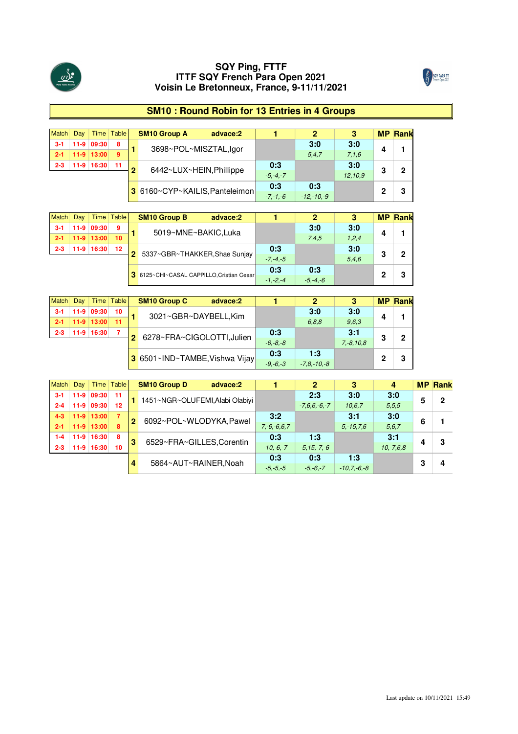# SQY Ping, FTTF
# ITTF SQY French Para Open 2021
# Voisin Le Bretonneux, France, 9-11/11/2021

## SM10 : Round Robin for 13 Entries in 4 Groups

| Match | Day | Time | Table |
|---|---|---|---|
| 3-1 | 11-9 | 09:30 | 8 |
| 2-1 | 11-9 | 13:00 | 9 |
| 2-3 | 11-9 | 16:30 | 11 |

| | SM10 Group A advace:2 | 1 | 2 | 3 | MP | Rank |
|---|---|---|---|---|---|---|
| 1 | 3698~POL~MISZTAL,Igor | | 3:0<br>5,4,7 | 3:0<br>7,1,6 | 4 | 1 |
| 2 | 6442~LUX~HEIN,Phillippe | 0:3<br>-5,-4,-7 | | 3:0<br>12,10,9 | 3 | 2 |
| 3 | 6160~CYP~KAILIS,Panteleimon | 0:3<br>-7,-1,-6 | 0:3<br>-12,-10,-9 | | 2 | 3 |

| Match | Day | Time | Table |
|---|---|---|---|
| 3-1 | 11-9 | 09:30 | 9 |
| 2-1 | 11-9 | 13:00 | 10 |
| 2-3 | 11-9 | 16:30 | 12 |

| | SM10 Group B advace:2 | 1 | 2 | 3 | MP | Rank |
|---|---|---|---|---|---|---|
| 1 | 5019~MNE~BAKIC,Luka | | 3:0<br>7,4,5 | 3:0<br>1,2,4 | 4 | 1 |
| 2 | 5337~GBR~THAKKER,Shae Sunjay | 0:3<br>-7,-4,-5 | | 3:0<br>5,4,6 | 3 | 2 |
| 3 | 6125~CHI~CASAL CAPPILLO,Cristian Cesar | 0:3<br>-1,-2,-4 | 0:3<br>-5,-4,-6 | | 2 | 3 |

| Match | Day | Time | Table |
|---|---|---|---|
| 3-1 | 11-9 | 09:30 | 10 |
| 2-1 | 11-9 | 13:00 | 11 |
| 2-3 | 11-9 | 16:30 | 7 |

| | SM10 Group C advace:2 | 1 | 2 | 3 | MP | Rank |
|---|---|---|---|---|---|---|
| 1 | 3021~GBR~DAYBELL,Kim | | 3:0<br>6,8,8 | 3:0<br>9,6,3 | 4 | 1 |
| 2 | 6278~FRA~CIGOLOTTI,Julien | 0:3<br>-6,-8,-8 | | 3:1<br>7,-8,10,8 | 3 | 2 |
| 3 | 6501~IND~TAMBE,Vishwa Vijay | 0:3<br>-9,-6,-3 | 1:3<br>-7,8,-10,-8 | | 2 | 3 |

| Match | Day | Time | Table |
|---|---|---|---|
| 3-1 | 11-9 | 09:30 | 11 |
| 2-4 | 11-9 | 09:30 | 12 |
| 4-3 | 11-9 | 13:00 | 7 |
| 2-1 | 11-9 | 13:00 | 8 |
| 1-4 | 11-9 | 16:30 | 8 |
| 2-3 | 11-9 | 16:30 | 10 |

| | SM10 Group D advace:2 | 1 | 2 | 3 | 4 | MP | Rank |
|---|---|---|---|---|---|---|---|
| 1 | 1451~NGR~OLUFEMI,Alabi Olabiyi | | 2:3<br>-7,6,6,-6,-7 | 3:0<br>10,6,7 | 3:0<br>5,5,5 | 5 | 2 |
| 2 | 6092~POL~WLODYKA,Pawel | 3:2<br>7,-6,-6,6,7 | | 3:1<br>5,-15,7,6 | 3:0<br>5,6,7 | 6 | 1 |
| 3 | 6529~FRA~GILLES,Corentin | 0:3<br>-10,-6,-7 | 1:3<br>-5,15,-7,-6 | | 3:1<br>10,-7,6,8 | 4 | 3 |
| 4 | 5864~AUT~RAINER,Noah | 0:3<br>-5,-5,-5 | 0:3<br>-5,-6,-7 | 1:3<br>-10,7,-6,-8 | | 3 | 4 |

Last update on 10/11/2021 15:49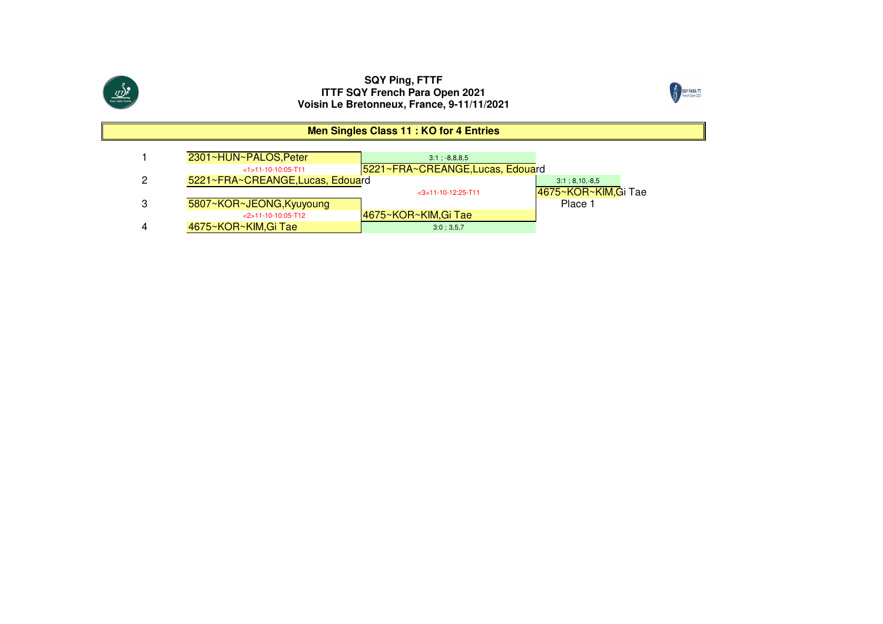**SQY Ping, FTTF**
**ITTF SQY French Para Open 2021**
**Voisin Le Bretonneux, France, 9-11/11/2021**

## Men Singles Class 11 : KO for 4 Entries

| | Round 1 | Final | Winner |
|---|---|---|---|
| 1 | 2301~HUN~PALOS,Peter | 3:1 ; -8,8,8,5 | |
| | <1>11-10-10:05-T11 | 5221~FRA~CREANGE,Lucas, Edouard | |
| 2 | 5221~FRA~CREANGE,Lucas, Edouard | | 3:1 ; 8,10,-8,5 |
| | | <3>11-10-12:25-T11 | 4675~KOR~KIM,Gi Tae |
| 3 | 5807~KOR~JEONG,Kyuyoung | | Place 1 |
| | <2>11-10-10:05-T12 | 4675~KOR~KIM,Gi Tae | |
| 4 | 4675~KOR~KIM,Gi Tae | 3:0 ; 3,5,7 | |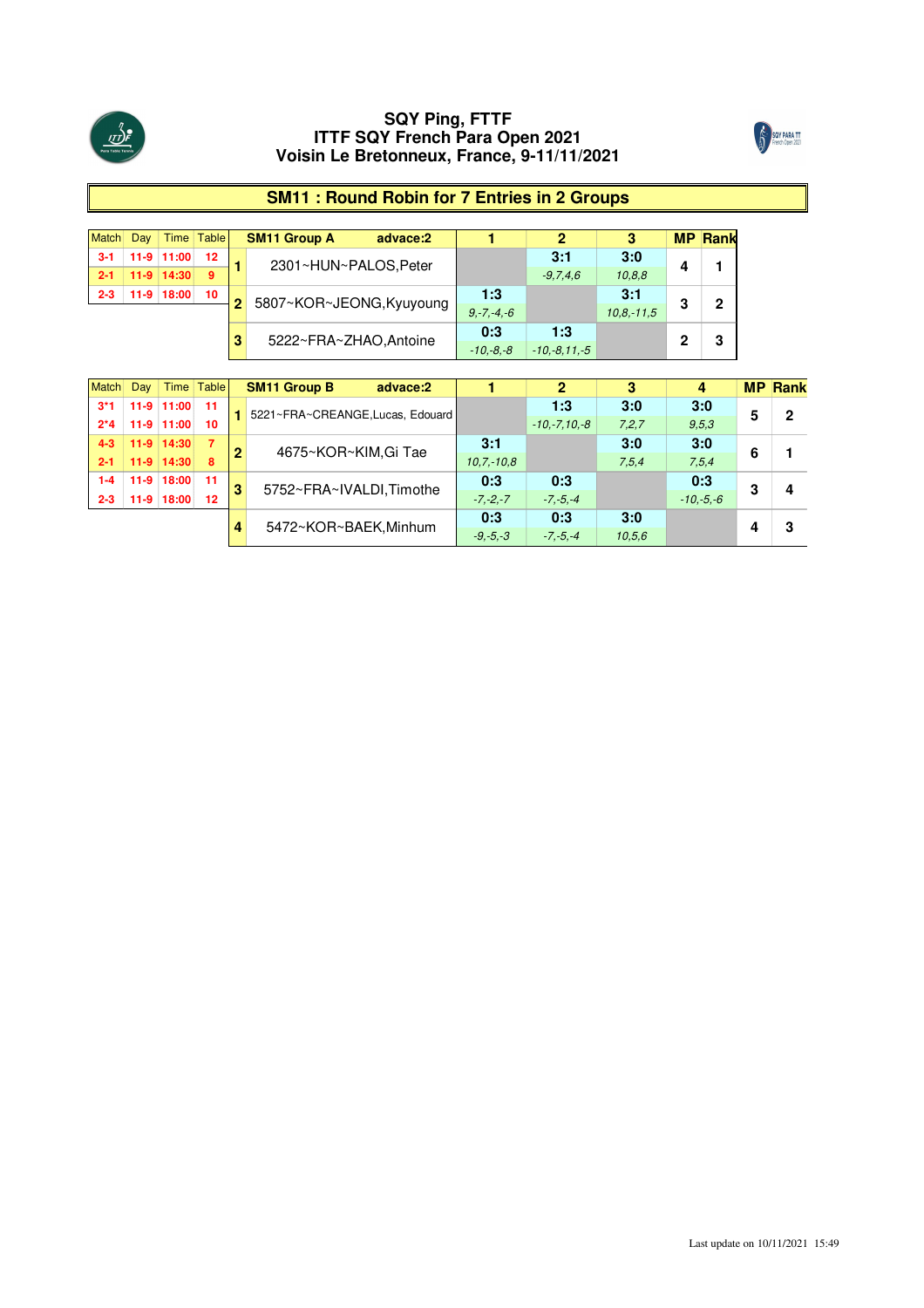SQY Ping, FTTF
ITTF SQY French Para Open 2021
Voisin Le Bretonneux, France, 9-11/11/2021

## SM11 : Round Robin for 7 Entries in 2 Groups

| Match | Day | Time | Table | | SM11 Group A advace:2 | 1 | 2 | 3 | MP | Rank |
|---|---|---|---|---|---|---|---|---|---|---|
| 3-1 | 11-9 | 11:00 | 12 | 1 | 2301~HUN~PALOS,Peter | | 3:1 -9,7,4,6 | 3:0 10,8,8 | 4 | 1 |
| 2-1 | 11-9 | 14:30 | 9 | | | | | | | |
| 2-3 | 11-9 | 18:00 | 10 | 2 | 5807~KOR~JEONG,Kyuyoung | 1:3 9,-7,-4,-6 | | 3:1 10,8,-11,5 | 3 | 2 |
| | | | | 3 | 5222~FRA~ZHAO,Antoine | 0:3 -10,-8,-8 | 1:3 -10,-8,11,-5 | | 2 | 3 |

| Match | Day | Time | Table | | SM11 Group B advace:2 | 1 | 2 | 3 | 4 | MP | Rank |
|---|---|---|---|---|---|---|---|---|---|---|---|
| 3*1 | 11-9 | 11:00 | 11 | 1 | 5221~FRA~CREANGE,Lucas, Edouard | | 1:3 -10,-7,10,-8 | 3:0 7,2,7 | 3:0 9,5,3 | 5 | 2 |
| 2*4 | 11-9 | 11:00 | 10 | | | | | | | | |
| 4-3 | 11-9 | 14:30 | 7 | 2 | 4675~KOR~KIM,Gi Tae | 3:1 10,7,-10,8 | | 3:0 7,5,4 | 3:0 7,5,4 | 6 | 1 |
| 2-1 | 11-9 | 14:30 | 8 | | | | | | | | |
| 1-4 | 11-9 | 18:00 | 11 | 3 | 5752~FRA~IVALDI,Timothe | 0:3 -7,-2,-7 | 0:3 -7,-5,-4 | | 0:3 -10,-5,-6 | 3 | 4 |
| 2-3 | 11-9 | 18:00 | 12 | | | | | | | | |
| | | | | 4 | 5472~KOR~BAEK,Minhum | 0:3 -9,-5,-3 | 0:3 -7,-5,-4 | 3:0 10,5,6 | | 4 | 3 |

Last update on 10/11/2021 15:49